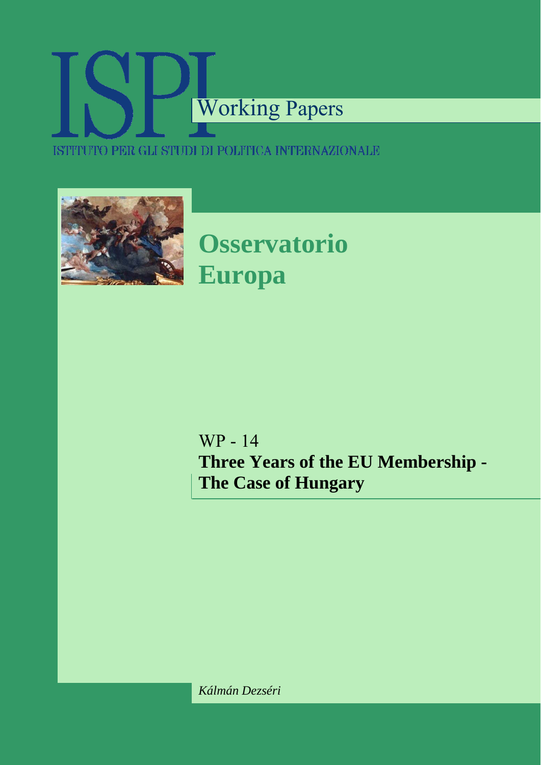# ISPI

Working Papers

ISTITUTO PER GLI STUDI DI POLITICA INTERNAZIONALE

## Osservatorio Europa

WP - 14

**Three Years of the EU Membership - The Case of Hungary**

*Kálmán Dezséri*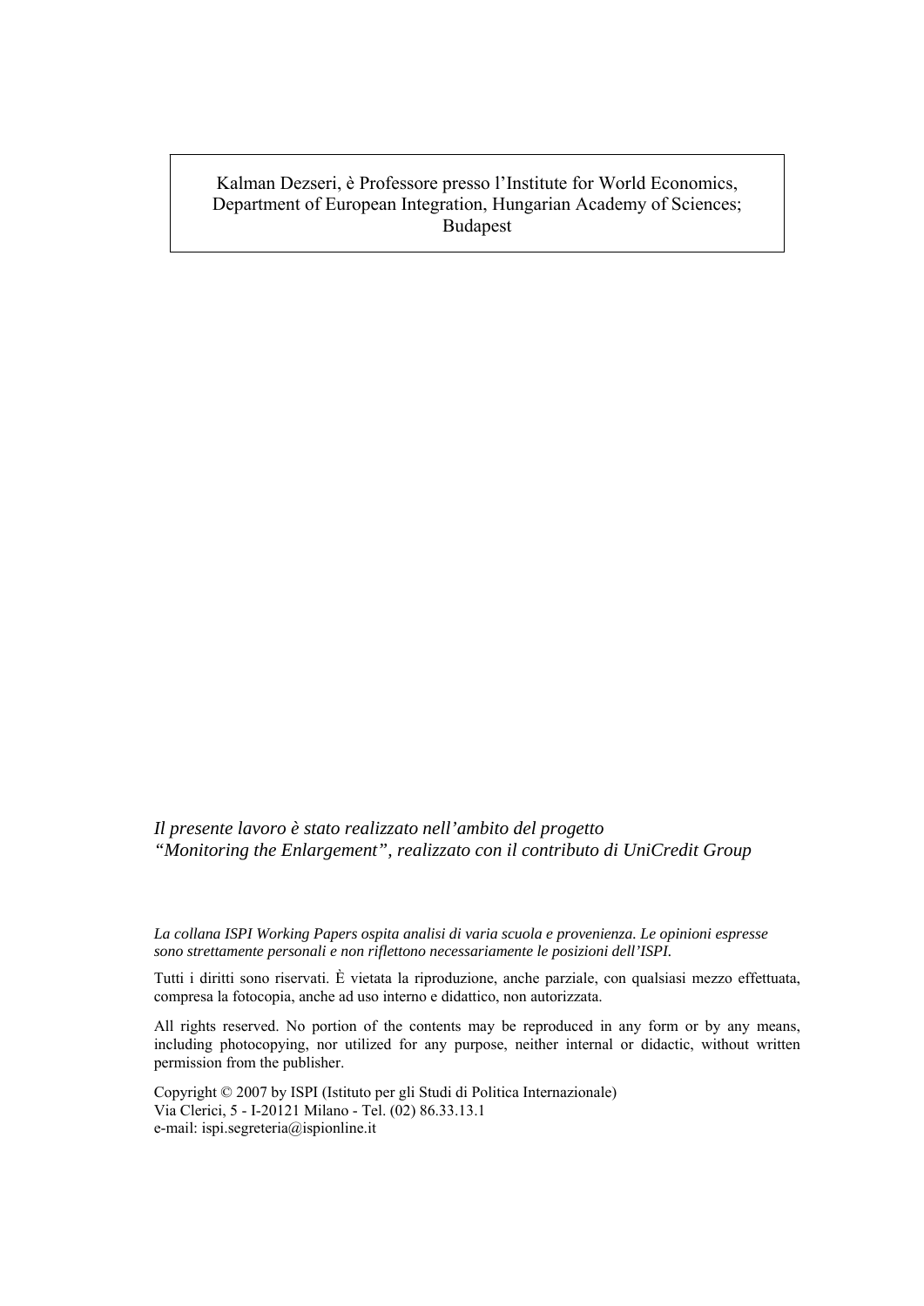Kalman Dezseri, è Professore presso l'Institute for World Economics, Department of European Integration, Hungarian Academy of Sciences; Budapest

*Il presente lavoro è stato realizzato nell'ambito del progetto "Monitoring the Enlargement", realizzato con il contributo di UniCredit Group*

*La collana ISPI Working Papers ospita analisi di varia scuola e provenienza. Le opinioni espresse sono strettamente personali e non riflettono necessariamente le posizioni dell'ISPI.*

Tutti i diritti sono riservati. È vietata la riproduzione, anche parziale, con qualsiasi mezzo effettuata, compresa la fotocopia, anche ad uso interno e didattico, non autorizzata.

All rights reserved. No portion of the contents may be reproduced in any form or by any means, including photocopying, nor utilized for any purpose, neither internal or didactic, without written permission from the publisher.

Copyright © 2007 by ISPI (Istituto per gli Studi di Politica Internazionale)
Via Clerici, 5 - I-20121 Milano - Tel. (02) 86.33.13.1
e-mail: ispi.segreteria@ispionline.it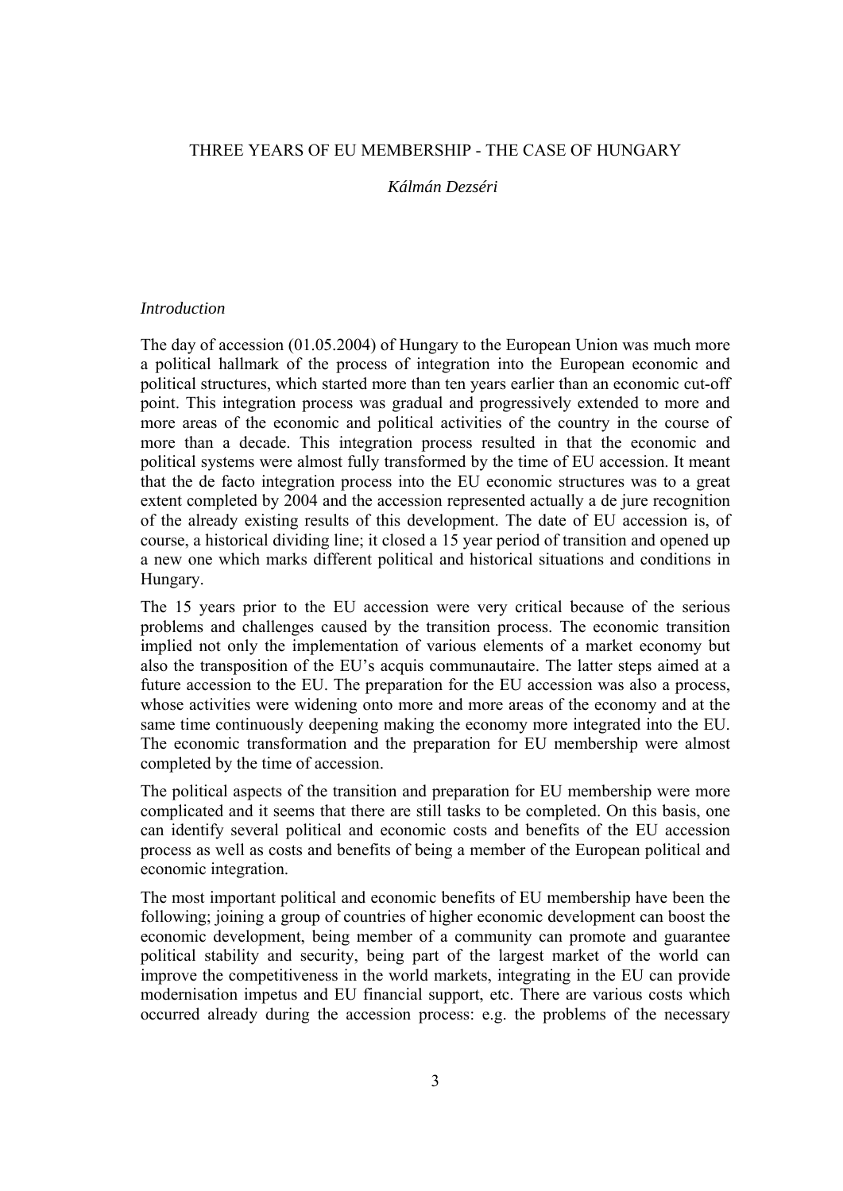# THREE YEARS OF EU MEMBERSHIP - THE CASE OF HUNGARY

*Kálmán Dezséri*

## *Introduction*

The day of accession (01.05.2004) of Hungary to the European Union was much more a political hallmark of the process of integration into the European economic and political structures, which started more than ten years earlier than an economic cut-off point. This integration process was gradual and progressively extended to more and more areas of the economic and political activities of the country in the course of more than a decade. This integration process resulted in that the economic and political systems were almost fully transformed by the time of EU accession. It meant that the de facto integration process into the EU economic structures was to a great extent completed by 2004 and the accession represented actually a de jure recognition of the already existing results of this development. The date of EU accession is, of course, a historical dividing line; it closed a 15 year period of transition and opened up a new one which marks different political and historical situations and conditions in Hungary.

The 15 years prior to the EU accession were very critical because of the serious problems and challenges caused by the transition process. The economic transition implied not only the implementation of various elements of a market economy but also the transposition of the EU's acquis communautaire. The latter steps aimed at a future accession to the EU. The preparation for the EU accession was also a process, whose activities were widening onto more and more areas of the economy and at the same time continuously deepening making the economy more integrated into the EU. The economic transformation and the preparation for EU membership were almost completed by the time of accession.

The political aspects of the transition and preparation for EU membership were more complicated and it seems that there are still tasks to be completed. On this basis, one can identify several political and economic costs and benefits of the EU accession process as well as costs and benefits of being a member of the European political and economic integration.

The most important political and economic benefits of EU membership have been the following; joining a group of countries of higher economic development can boost the economic development, being member of a community can promote and guarantee political stability and security, being part of the largest market of the world can improve the competitiveness in the world markets, integrating in the EU can provide modernisation impetus and EU financial support, etc. There are various costs which occurred already during the accession process: e.g. the problems of the necessary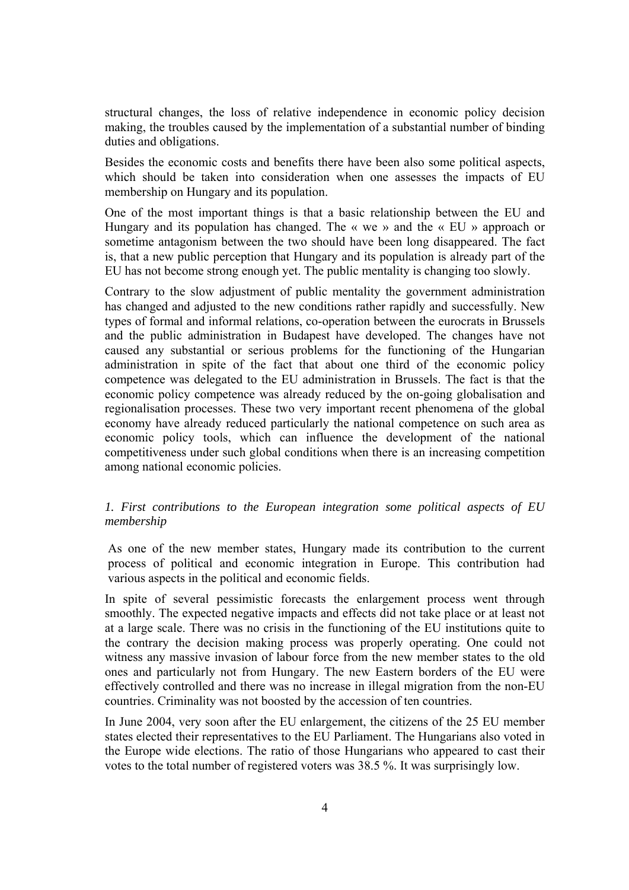structural changes, the loss of relative independence in economic policy decision making, the troubles caused by the implementation of a substantial number of binding duties and obligations.

Besides the economic costs and benefits there have been also some political aspects, which should be taken into consideration when one assesses the impacts of EU membership on Hungary and its population.

One of the most important things is that a basic relationship between the EU and Hungary and its population has changed. The « we » and the « EU » approach or sometime antagonism between the two should have been long disappeared. The fact is, that a new public perception that Hungary and its population is already part of the EU has not become strong enough yet. The public mentality is changing too slowly.

Contrary to the slow adjustment of public mentality the government administration has changed and adjusted to the new conditions rather rapidly and successfully. New types of formal and informal relations, co-operation between the eurocrats in Brussels and the public administration in Budapest have developed. The changes have not caused any substantial or serious problems for the functioning of the Hungarian administration in spite of the fact that about one third of the economic policy competence was delegated to the EU administration in Brussels. The fact is that the economic policy competence was already reduced by the on-going globalisation and regionalisation processes. These two very important recent phenomena of the global economy have already reduced particularly the national competence on such area as economic policy tools, which can influence the development of the national competitiveness under such global conditions when there is an increasing competition among national economic policies.

### *1. First contributions to the European integration some political aspects of EU membership*

As one of the new member states, Hungary made its contribution to the current process of political and economic integration in Europe. This contribution had various aspects in the political and economic fields.

In spite of several pessimistic forecasts the enlargement process went through smoothly. The expected negative impacts and effects did not take place or at least not at a large scale. There was no crisis in the functioning of the EU institutions quite to the contrary the decision making process was properly operating. One could not witness any massive invasion of labour force from the new member states to the old ones and particularly not from Hungary. The new Eastern borders of the EU were effectively controlled and there was no increase in illegal migration from the non-EU countries. Criminality was not boosted by the accession of ten countries.

In June 2004, very soon after the EU enlargement, the citizens of the 25 EU member states elected their representatives to the EU Parliament. The Hungarians also voted in the Europe wide elections. The ratio of those Hungarians who appeared to cast their votes to the total number of registered voters was 38.5 %. It was surprisingly low.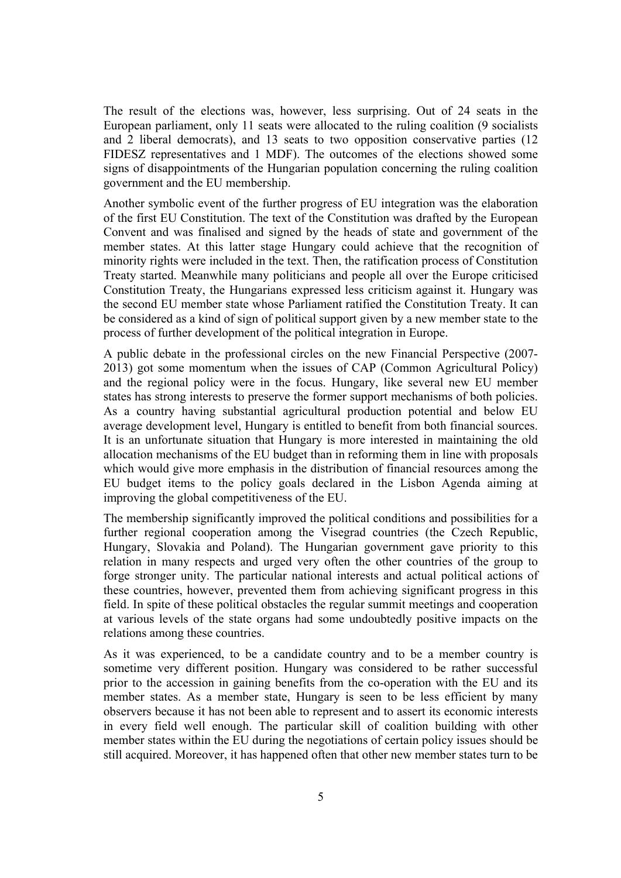The result of the elections was, however, less surprising. Out of 24 seats in the European parliament, only 11 seats were allocated to the ruling coalition (9 socialists and 2 liberal democrats), and 13 seats to two opposition conservative parties (12 FIDESZ representatives and 1 MDF). The outcomes of the elections showed some signs of disappointments of the Hungarian population concerning the ruling coalition government and the EU membership.

Another symbolic event of the further progress of EU integration was the elaboration of the first EU Constitution. The text of the Constitution was drafted by the European Convent and was finalised and signed by the heads of state and government of the member states. At this latter stage Hungary could achieve that the recognition of minority rights were included in the text. Then, the ratification process of Constitution Treaty started. Meanwhile many politicians and people all over the Europe criticised Constitution Treaty, the Hungarians expressed less criticism against it. Hungary was the second EU member state whose Parliament ratified the Constitution Treaty. It can be considered as a kind of sign of political support given by a new member state to the process of further development of the political integration in Europe.

A public debate in the professional circles on the new Financial Perspective (2007-2013) got some momentum when the issues of CAP (Common Agricultural Policy) and the regional policy were in the focus. Hungary, like several new EU member states has strong interests to preserve the former support mechanisms of both policies. As a country having substantial agricultural production potential and below EU average development level, Hungary is entitled to benefit from both financial sources. It is an unfortunate situation that Hungary is more interested in maintaining the old allocation mechanisms of the EU budget than in reforming them in line with proposals which would give more emphasis in the distribution of financial resources among the EU budget items to the policy goals declared in the Lisbon Agenda aiming at improving the global competitiveness of the EU.

The membership significantly improved the political conditions and possibilities for a further regional cooperation among the Visegrad countries (the Czech Republic, Hungary, Slovakia and Poland). The Hungarian government gave priority to this relation in many respects and urged very often the other countries of the group to forge stronger unity. The particular national interests and actual political actions of these countries, however, prevented them from achieving significant progress in this field. In spite of these political obstacles the regular summit meetings and cooperation at various levels of the state organs had some undoubtedly positive impacts on the relations among these countries.

As it was experienced, to be a candidate country and to be a member country is sometime very different position. Hungary was considered to be rather successful prior to the accession in gaining benefits from the co-operation with the EU and its member states. As a member state, Hungary is seen to be less efficient by many observers because it has not been able to represent and to assert its economic interests in every field well enough. The particular skill of coalition building with other member states within the EU during the negotiations of certain policy issues should be still acquired. Moreover, it has happened often that other new member states turn to be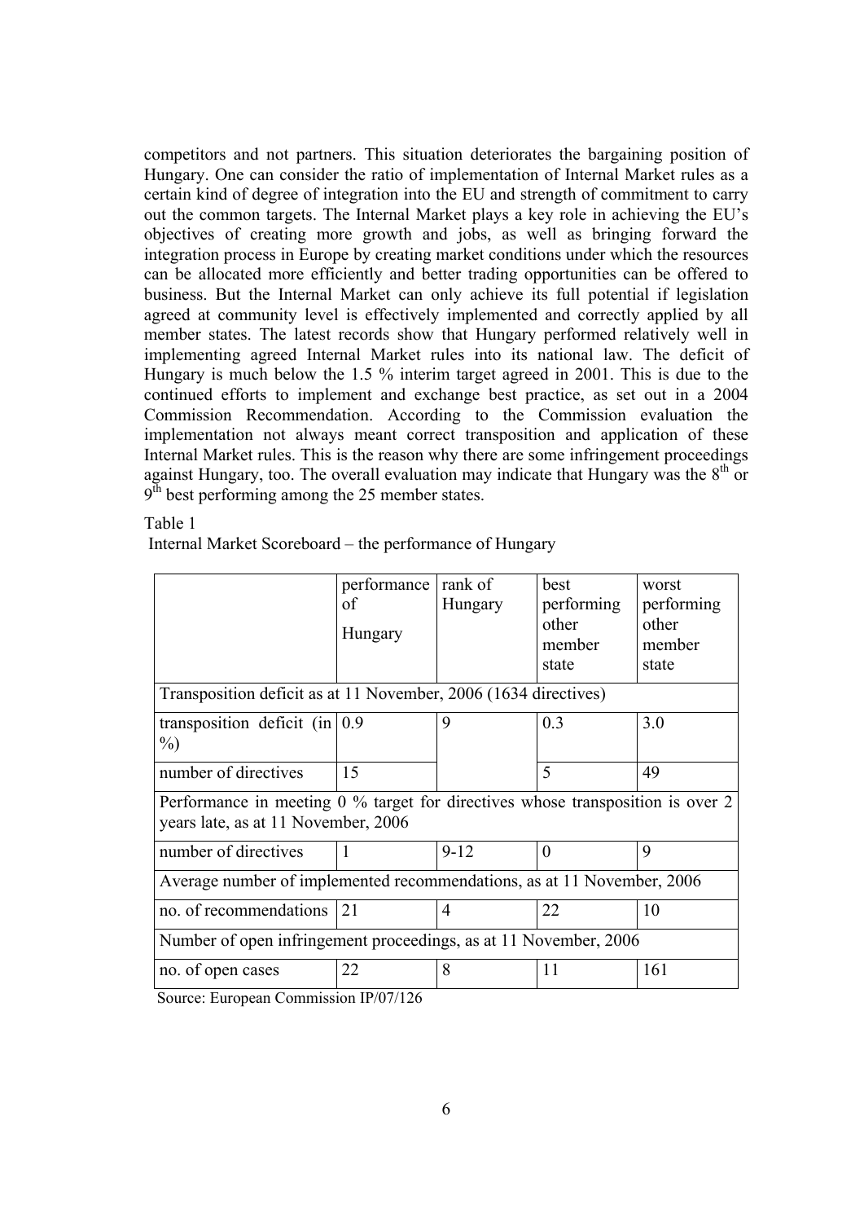competitors and not partners. This situation deteriorates the bargaining position of Hungary. One can consider the ratio of implementation of Internal Market rules as a certain kind of degree of integration into the EU and strength of commitment to carry out the common targets. The Internal Market plays a key role in achieving the EU's objectives of creating more growth and jobs, as well as bringing forward the integration process in Europe by creating market conditions under which the resources can be allocated more efficiently and better trading opportunities can be offered to business. But the Internal Market can only achieve its full potential if legislation agreed at community level is effectively implemented and correctly applied by all member states. The latest records show that Hungary performed relatively well in implementing agreed Internal Market rules into its national law. The deficit of Hungary is much below the 1.5 % interim target agreed in 2001. This is due to the continued efforts to implement and exchange best practice, as set out in a 2004 Commission Recommendation. According to the Commission evaluation the implementation not always meant correct transposition and application of these Internal Market rules. This is the reason why there are some infringement proceedings against Hungary, too. The overall evaluation may indicate that Hungary was the 8th or 9th best performing among the 25 member states.

Table 1

Internal Market Scoreboard – the performance of Hungary

| | performance of Hungary | rank of Hungary | best performing other member state | worst performing other member state |
|---|---|---|---|---|
| Transposition deficit as at 11 November, 2006 (1634 directives) | | | | |
| transposition deficit (in %) | 0.9 | 9 | 0.3 | 3.0 |
| number of directives | 15 | | 5 | 49 |
| Performance in meeting 0 % target for directives whose transposition is over 2 years late, as at 11 November, 2006 | | | | |
| number of directives | 1 | 9-12 | 0 | 9 |
| Average number of implemented recommendations, as at 11 November, 2006 | | | | |
| no. of recommendations | 21 | 4 | 22 | 10 |
| Number of open infringement proceedings, as at 11 November, 2006 | | | | |
| no. of open cases | 22 | 8 | 11 | 161 |

Source: European Commission IP/07/126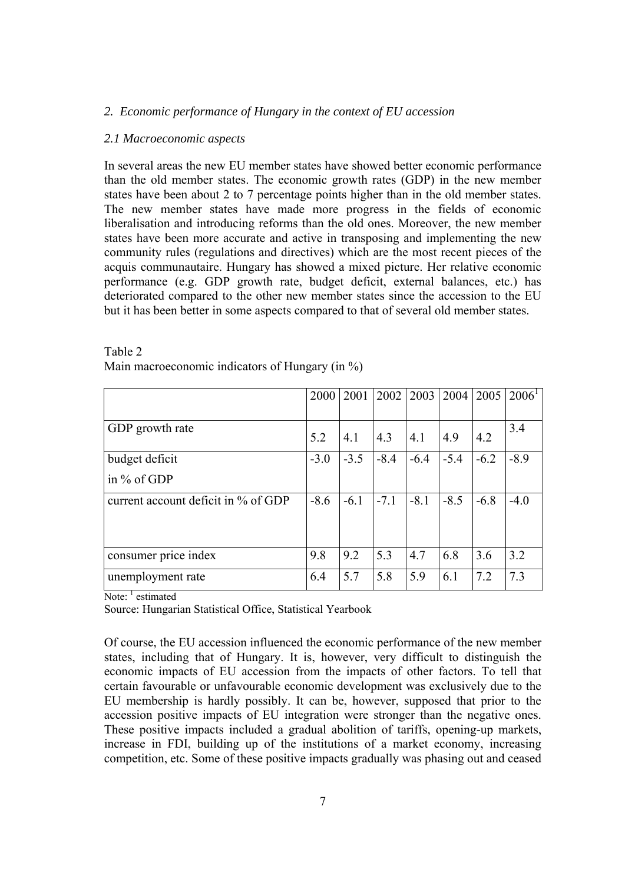## *2. Economic performance of Hungary in the context of EU accession*

### *2.1 Macroeconomic aspects*

In several areas the new EU member states have showed better economic performance than the old member states. The economic growth rates (GDP) in the new member states have been about 2 to 7 percentage points higher than in the old member states. The new member states have made more progress in the fields of economic liberalisation and introducing reforms than the old ones. Moreover, the new member states have been more accurate and active in transposing and implementing the new community rules (regulations and directives) which are the most recent pieces of the acquis communautaire. Hungary has showed a mixed picture. Her relative economic performance (e.g. GDP growth rate, budget deficit, external balances, etc.) has deteriorated compared to the other new member states since the accession to the EU but it has been better in some aspects compared to that of several old member states.

Table 2
Main macroeconomic indicators of Hungary (in %)

| | 2000 | 2001 | 2002 | 2003 | 2004 | 2005 | 2006[1] |
|---|---|---|---|---|---|---|---|
| GDP growth rate | 5.2 | 4.1 | 4.3 | 4.1 | 4.9 | 4.2 | 3.4 |
| budget deficit in % of GDP | -3.0 | -3.5 | -8.4 | -6.4 | -5.4 | -6.2 | -8.9 |
| current account deficit in % of GDP | -8.6 | -6.1 | -7.1 | -8.1 | -8.5 | -6.8 | -4.0 |
| consumer price index | 9.8 | 9.2 | 5.3 | 4.7 | 6.8 | 3.6 | 3.2 |
| unemployment rate | 6.4 | 5.7 | 5.8 | 5.9 | 6.1 | 7.2 | 7.3 |

Note: [1] estimated
Source: Hungarian Statistical Office, Statistical Yearbook

Of course, the EU accession influenced the economic performance of the new member states, including that of Hungary. It is, however, very difficult to distinguish the economic impacts of EU accession from the impacts of other factors. To tell that certain favourable or unfavourable economic development was exclusively due to the EU membership is hardly possibly. It can be, however, supposed that prior to the accession positive impacts of EU integration were stronger than the negative ones. These positive impacts included a gradual abolition of tariffs, opening-up markets, increase in FDI, building up of the institutions of a market economy, increasing competition, etc. Some of these positive impacts gradually was phasing out and ceased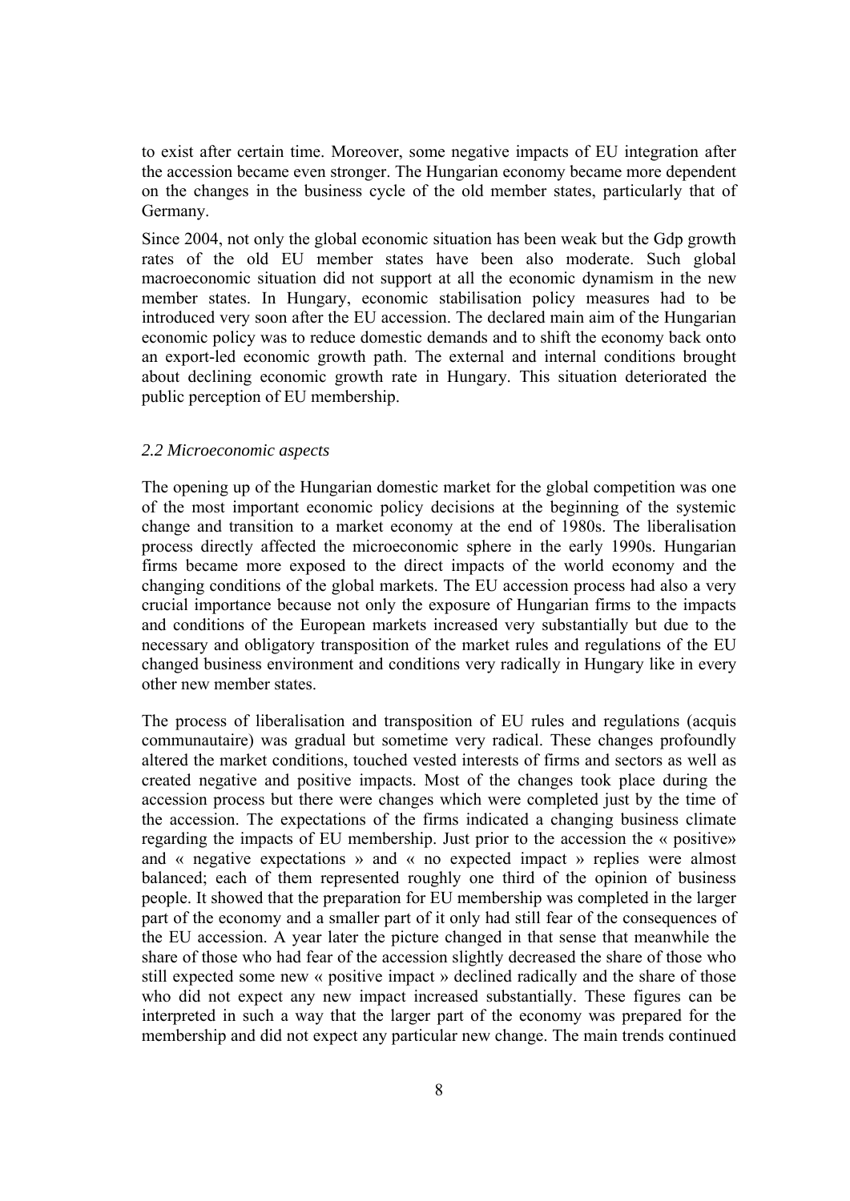to exist after certain time. Moreover, some negative impacts of EU integration after the accession became even stronger. The Hungarian economy became more dependent on the changes in the business cycle of the old member states, particularly that of Germany.

Since 2004, not only the global economic situation has been weak but the Gdp growth rates of the old EU member states have been also moderate. Such global macroeconomic situation did not support at all the economic dynamism in the new member states. In Hungary, economic stabilisation policy measures had to be introduced very soon after the EU accession. The declared main aim of the Hungarian economic policy was to reduce domestic demands and to shift the economy back onto an export-led economic growth path. The external and internal conditions brought about declining economic growth rate in Hungary. This situation deteriorated the public perception of EU membership.

### *2.2 Microeconomic aspects*

The opening up of the Hungarian domestic market for the global competition was one of the most important economic policy decisions at the beginning of the systemic change and transition to a market economy at the end of 1980s. The liberalisation process directly affected the microeconomic sphere in the early 1990s. Hungarian firms became more exposed to the direct impacts of the world economy and the changing conditions of the global markets. The EU accession process had also a very crucial importance because not only the exposure of Hungarian firms to the impacts and conditions of the European markets increased very substantially but due to the necessary and obligatory transposition of the market rules and regulations of the EU changed business environment and conditions very radically in Hungary like in every other new member states.

The process of liberalisation and transposition of EU rules and regulations (acquis communautaire) was gradual but sometime very radical. These changes profoundly altered the market conditions, touched vested interests of firms and sectors as well as created negative and positive impacts. Most of the changes took place during the accession process but there were changes which were completed just by the time of the accession. The expectations of the firms indicated a changing business climate regarding the impacts of EU membership. Just prior to the accession the « positive» and « negative expectations » and « no expected impact » replies were almost balanced; each of them represented roughly one third of the opinion of business people. It showed that the preparation for EU membership was completed in the larger part of the economy and a smaller part of it only had still fear of the consequences of the EU accession. A year later the picture changed in that sense that meanwhile the share of those who had fear of the accession slightly decreased the share of those who still expected some new « positive impact » declined radically and the share of those who did not expect any new impact increased substantially. These figures can be interpreted in such a way that the larger part of the economy was prepared for the membership and did not expect any particular new change. The main trends continued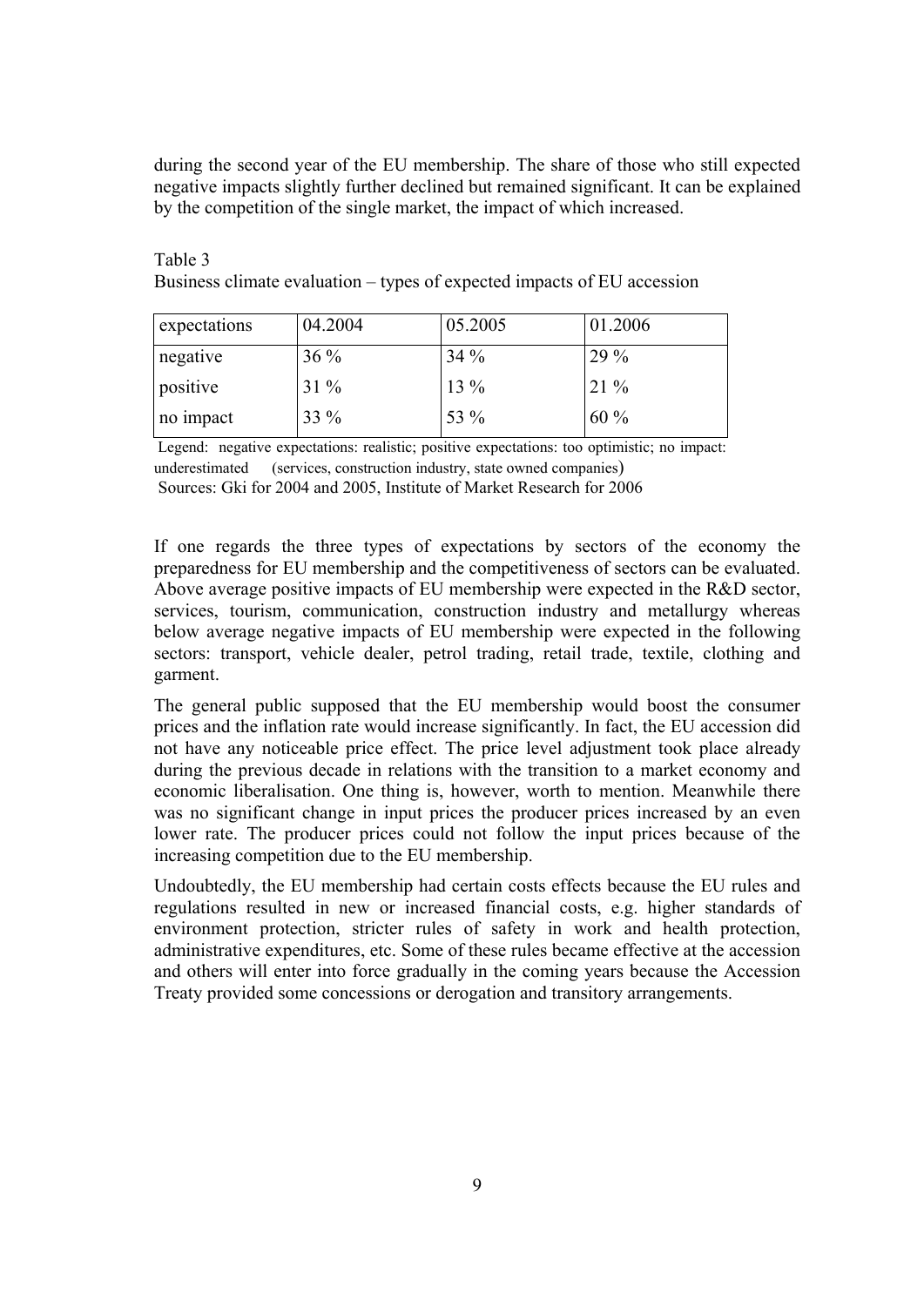during the second year of the EU membership. The share of those who still expected negative impacts slightly further declined but remained significant. It can be explained by the competition of the single market, the impact of which increased.

Table 3
Business climate evaluation – types of expected impacts of EU accession

| expectations | 04.2004 | 05.2005 | 01.2006 |
|---|---|---|---|
| negative | 36 % | 34 % | 29 % |
| positive | 31 % | 13 % | 21 % |
| no impact | 33 % | 53 % | 60 % |

Legend: negative expectations: realistic; positive expectations: too optimistic; no impact: underestimated (services, construction industry, state owned companies)
Sources: Gki for 2004 and 2005, Institute of Market Research for 2006

If one regards the three types of expectations by sectors of the economy the preparedness for EU membership and the competitiveness of sectors can be evaluated. Above average positive impacts of EU membership were expected in the R&D sector, services, tourism, communication, construction industry and metallurgy whereas below average negative impacts of EU membership were expected in the following sectors: transport, vehicle dealer, petrol trading, retail trade, textile, clothing and garment.

The general public supposed that the EU membership would boost the consumer prices and the inflation rate would increase significantly. In fact, the EU accession did not have any noticeable price effect. The price level adjustment took place already during the previous decade in relations with the transition to a market economy and economic liberalisation. One thing is, however, worth to mention. Meanwhile there was no significant change in input prices the producer prices increased by an even lower rate. The producer prices could not follow the input prices because of the increasing competition due to the EU membership.

Undoubtedly, the EU membership had certain costs effects because the EU rules and regulations resulted in new or increased financial costs, e.g. higher standards of environment protection, stricter rules of safety in work and health protection, administrative expenditures, etc. Some of these rules became effective at the accession and others will enter into force gradually in the coming years because the Accession Treaty provided some concessions or derogation and transitory arrangements.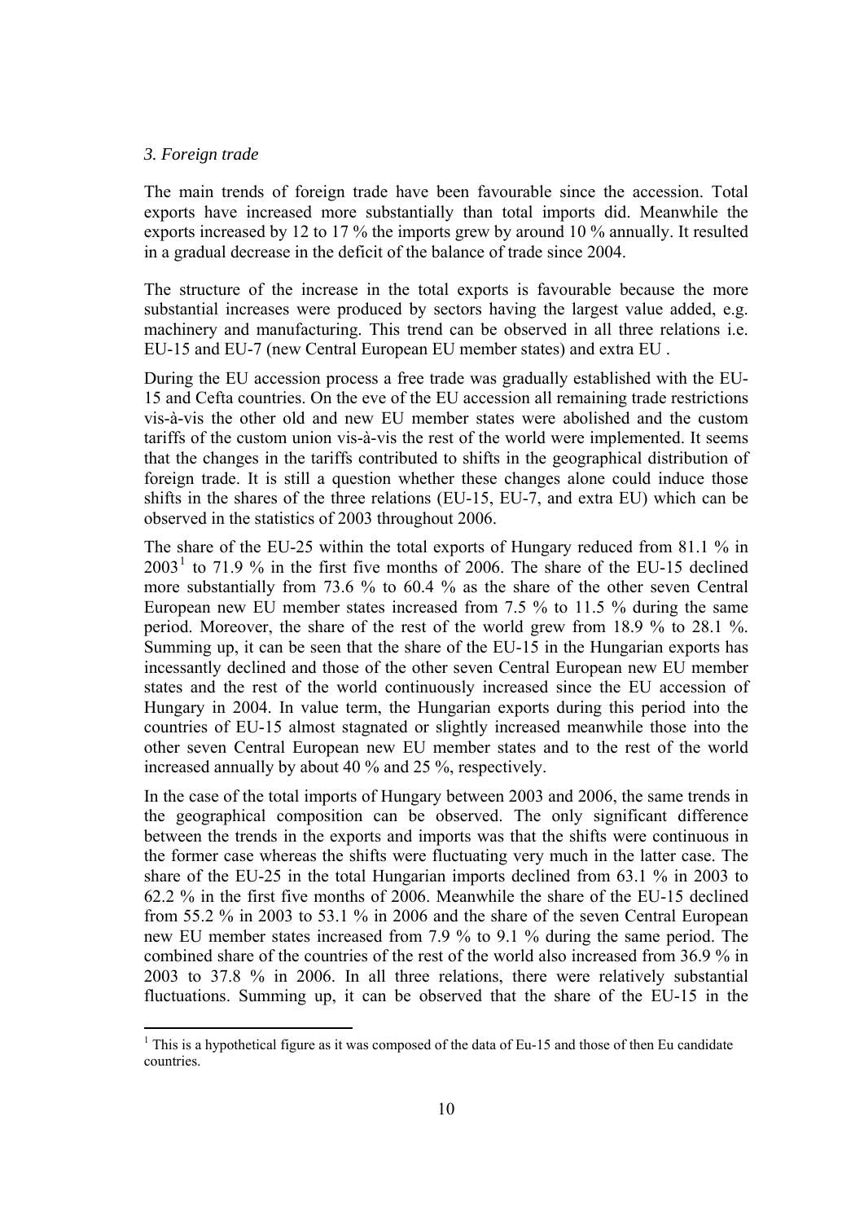### *3. Foreign trade*

The main trends of foreign trade have been favourable since the accession. Total exports have increased more substantially than total imports did. Meanwhile the exports increased by 12 to 17 % the imports grew by around 10 % annually. It resulted in a gradual decrease in the deficit of the balance of trade since 2004.

The structure of the increase in the total exports is favourable because the more substantial increases were produced by sectors having the largest value added, e.g. machinery and manufacturing. This trend can be observed in all three relations i.e. EU-15 and EU-7 (new Central European EU member states) and extra EU .

During the EU accession process a free trade was gradually established with the EU-15 and Cefta countries. On the eve of the EU accession all remaining trade restrictions vis-à-vis the other old and new EU member states were abolished and the custom tariffs of the custom union vis-à-vis the rest of the world were implemented. It seems that the changes in the tariffs contributed to shifts in the geographical distribution of foreign trade. It is still a question whether these changes alone could induce those shifts in the shares of the three relations (EU-15, EU-7, and extra EU) which can be observed in the statistics of 2003 throughout 2006.

The share of the EU-25 within the total exports of Hungary reduced from 81.1 % in 2003[1] to 71.9 % in the first five months of 2006. The share of the EU-15 declined more substantially from 73.6 % to 60.4 % as the share of the other seven Central European new EU member states increased from 7.5 % to 11.5 % during the same period. Moreover, the share of the rest of the world grew from 18.9 % to 28.1 %. Summing up, it can be seen that the share of the EU-15 in the Hungarian exports has incessantly declined and those of the other seven Central European new EU member states and the rest of the world continuously increased since the EU accession of Hungary in 2004. In value term, the Hungarian exports during this period into the countries of EU-15 almost stagnated or slightly increased meanwhile those into the other seven Central European new EU member states and to the rest of the world increased annually by about 40 % and 25 %, respectively.

In the case of the total imports of Hungary between 2003 and 2006, the same trends in the geographical composition can be observed. The only significant difference between the trends in the exports and imports was that the shifts were continuous in the former case whereas the shifts were fluctuating very much in the latter case. The share of the EU-25 in the total Hungarian imports declined from 63.1 % in 2003 to 62.2 % in the first five months of 2006. Meanwhile the share of the EU-15 declined from 55.2 % in 2003 to 53.1 % in 2006 and the share of the seven Central European new EU member states increased from 7.9 % to 9.1 % during the same period. The combined share of the countries of the rest of the world also increased from 36.9 % in 2003 to 37.8 % in 2006. In all three relations, there were relatively substantial fluctuations. Summing up, it can be observed that the share of the EU-15 in the

---

[1] This is a hypothetical figure as it was composed of the data of Eu-15 and those of then Eu candidate countries.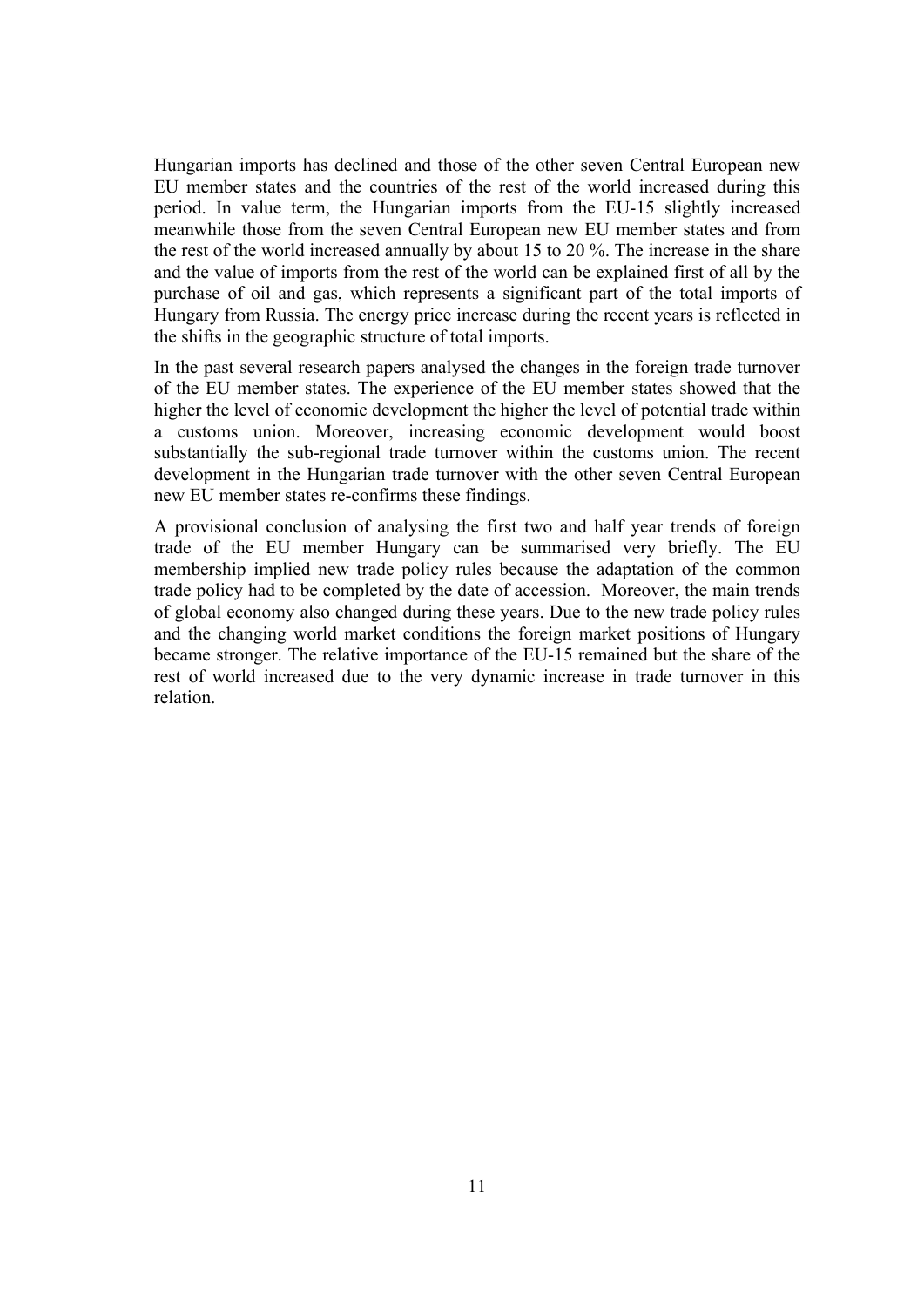Hungarian imports has declined and those of the other seven Central European new EU member states and the countries of the rest of the world increased during this period. In value term, the Hungarian imports from the EU-15 slightly increased meanwhile those from the seven Central European new EU member states and from the rest of the world increased annually by about 15 to 20 %. The increase in the share and the value of imports from the rest of the world can be explained first of all by the purchase of oil and gas, which represents a significant part of the total imports of Hungary from Russia. The energy price increase during the recent years is reflected in the shifts in the geographic structure of total imports.

In the past several research papers analysed the changes in the foreign trade turnover of the EU member states. The experience of the EU member states showed that the higher the level of economic development the higher the level of potential trade within a customs union. Moreover, increasing economic development would boost substantially the sub-regional trade turnover within the customs union. The recent development in the Hungarian trade turnover with the other seven Central European new EU member states re-confirms these findings.

A provisional conclusion of analysing the first two and half year trends of foreign trade of the EU member Hungary can be summarised very briefly. The EU membership implied new trade policy rules because the adaptation of the common trade policy had to be completed by the date of accession. Moreover, the main trends of global economy also changed during these years. Due to the new trade policy rules and the changing world market conditions the foreign market positions of Hungary became stronger. The relative importance of the EU-15 remained but the share of the rest of world increased due to the very dynamic increase in trade turnover in this relation.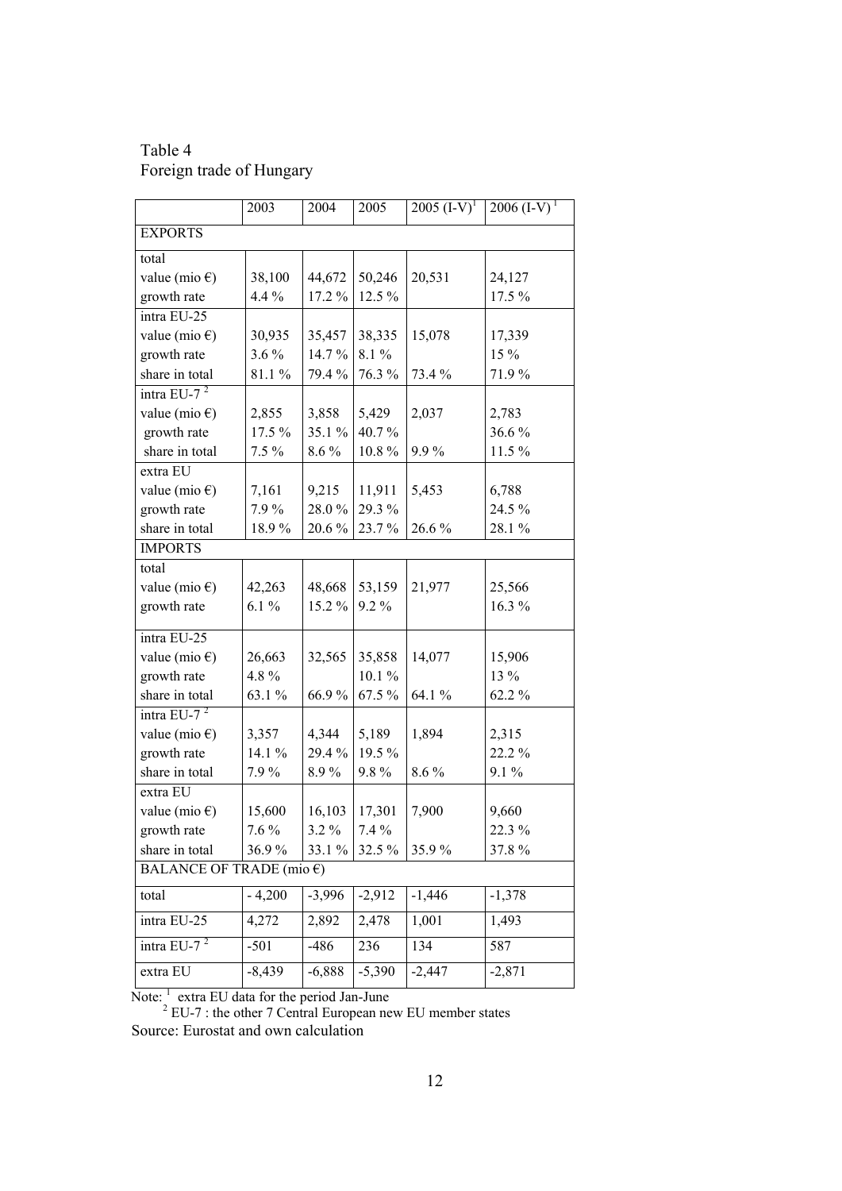Table 4
Foreign trade of Hungary

| | 2003 | 2004 | 2005 | 2005 (I-V)[1] | 2006 (I-V)[1] |
|---|---|---|---|---|---|
| **EXPORTS** | | | | | |
| total | | | | | |
| value (mio €) | 38,100 | 44,672 | 50,246 | 20,531 | 24,127 |
| growth rate | 4.4 % | 17.2 % | 12.5 % | | 17.5 % |
| intra EU-25 | | | | | |
| value (mio €) | 30,935 | 35,457 | 38,335 | 15,078 | 17,339 |
| growth rate | 3.6 % | 14.7 % | 8.1 % | | 15 % |
| share in total | 81.1 % | 79.4 % | 76.3 % | 73.4 % | 71.9 % |
| intra EU-7 [2] | | | | | |
| value (mio €) | 2,855 | 3,858 | 5,429 | 2,037 | 2,783 |
| growth rate | 17.5 % | 35.1 % | 40.7 % | | 36.6 % |
| share in total | 7.5 % | 8.6 % | 10.8 % | 9.9 % | 11.5 % |
| extra EU | | | | | |
| value (mio €) | 7,161 | 9,215 | 11,911 | 5,453 | 6,788 |
| growth rate | 7.9 % | 28.0 % | 29.3 % | | 24.5 % |
| share in total | 18.9 % | 20.6 % | 23.7 % | 26.6 % | 28.1 % |
| **IMPORTS** | | | | | |
| total | | | | | |
| value (mio €) | 42,263 | 48,668 | 53,159 | 21,977 | 25,566 |
| growth rate | 6.1 % | 15.2 % | 9.2 % | | 16.3 % |
| intra EU-25 | | | | | |
| value (mio €) | 26,663 | 32,565 | 35,858 | 14,077 | 15,906 |
| growth rate | 4.8 % | | 10.1 % | | 13 % |
| share in total | 63.1 % | 66.9 % | 67.5 % | 64.1 % | 62.2 % |
| intra EU-7 [2] | | | | | |
| value (mio €) | 3,357 | 4,344 | 5,189 | 1,894 | 2,315 |
| growth rate | 14.1 % | 29.4 % | 19.5 % | | 22.2 % |
| share in total | 7.9 % | 8.9 % | 9.8 % | 8.6 % | 9.1 % |
| extra EU | | | | | |
| value (mio €) | 15,600 | 16,103 | 17,301 | 7,900 | 9,660 |
| growth rate | 7.6 % | 3.2 % | 7.4 % | | 22.3 % |
| share in total | 36.9 % | 33.1 % | 32.5 % | 35.9 % | 37.8 % |
| **BALANCE OF TRADE (mio €)** | | | | | |
| total | - 4,200 | -3,996 | -2,912 | -1,446 | -1,378 |
| intra EU-25 | 4,272 | 2,892 | 2,478 | 1,001 | 1,493 |
| intra EU-7 [2] | -501 | -486 | 236 | 134 | 587 |
| extra EU | -8,439 | -6,888 | -5,390 | -2,447 | -2,871 |

Note: [1] extra EU data for the period Jan-June
[2] EU-7 : the other 7 Central European new EU member states

Source: Eurostat and own calculation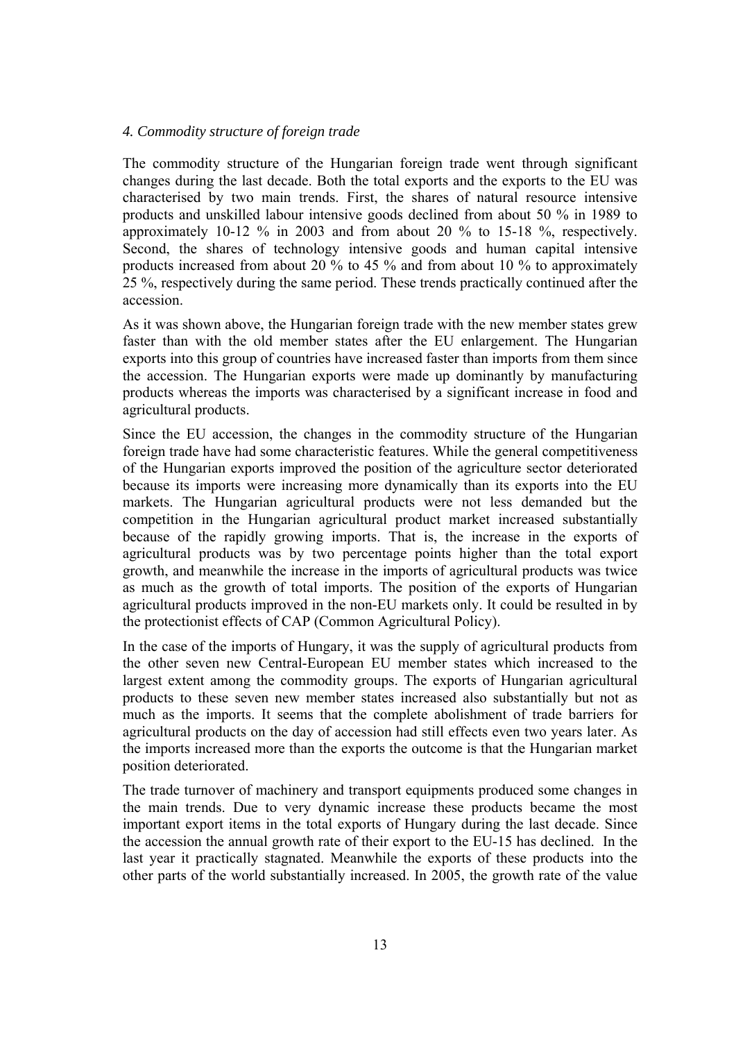### *4. Commodity structure of foreign trade*

The commodity structure of the Hungarian foreign trade went through significant changes during the last decade. Both the total exports and the exports to the EU was characterised by two main trends. First, the shares of natural resource intensive products and unskilled labour intensive goods declined from about 50 % in 1989 to approximately 10-12 % in 2003 and from about 20 % to 15-18 %, respectively. Second, the shares of technology intensive goods and human capital intensive products increased from about 20 % to 45 % and from about 10 % to approximately 25 %, respectively during the same period. These trends practically continued after the accession.

As it was shown above, the Hungarian foreign trade with the new member states grew faster than with the old member states after the EU enlargement. The Hungarian exports into this group of countries have increased faster than imports from them since the accession. The Hungarian exports were made up dominantly by manufacturing products whereas the imports was characterised by a significant increase in food and agricultural products.

Since the EU accession, the changes in the commodity structure of the Hungarian foreign trade have had some characteristic features. While the general competitiveness of the Hungarian exports improved the position of the agriculture sector deteriorated because its imports were increasing more dynamically than its exports into the EU markets. The Hungarian agricultural products were not less demanded but the competition in the Hungarian agricultural product market increased substantially because of the rapidly growing imports. That is, the increase in the exports of agricultural products was by two percentage points higher than the total export growth, and meanwhile the increase in the imports of agricultural products was twice as much as the growth of total imports. The position of the exports of Hungarian agricultural products improved in the non-EU markets only. It could be resulted in by the protectionist effects of CAP (Common Agricultural Policy).

In the case of the imports of Hungary, it was the supply of agricultural products from the other seven new Central-European EU member states which increased to the largest extent among the commodity groups. The exports of Hungarian agricultural products to these seven new member states increased also substantially but not as much as the imports. It seems that the complete abolishment of trade barriers for agricultural products on the day of accession had still effects even two years later. As the imports increased more than the exports the outcome is that the Hungarian market position deteriorated.

The trade turnover of machinery and transport equipments produced some changes in the main trends. Due to very dynamic increase these products became the most important export items in the total exports of Hungary during the last decade. Since the accession the annual growth rate of their export to the EU-15 has declined. In the last year it practically stagnated. Meanwhile the exports of these products into the other parts of the world substantially increased. In 2005, the growth rate of the value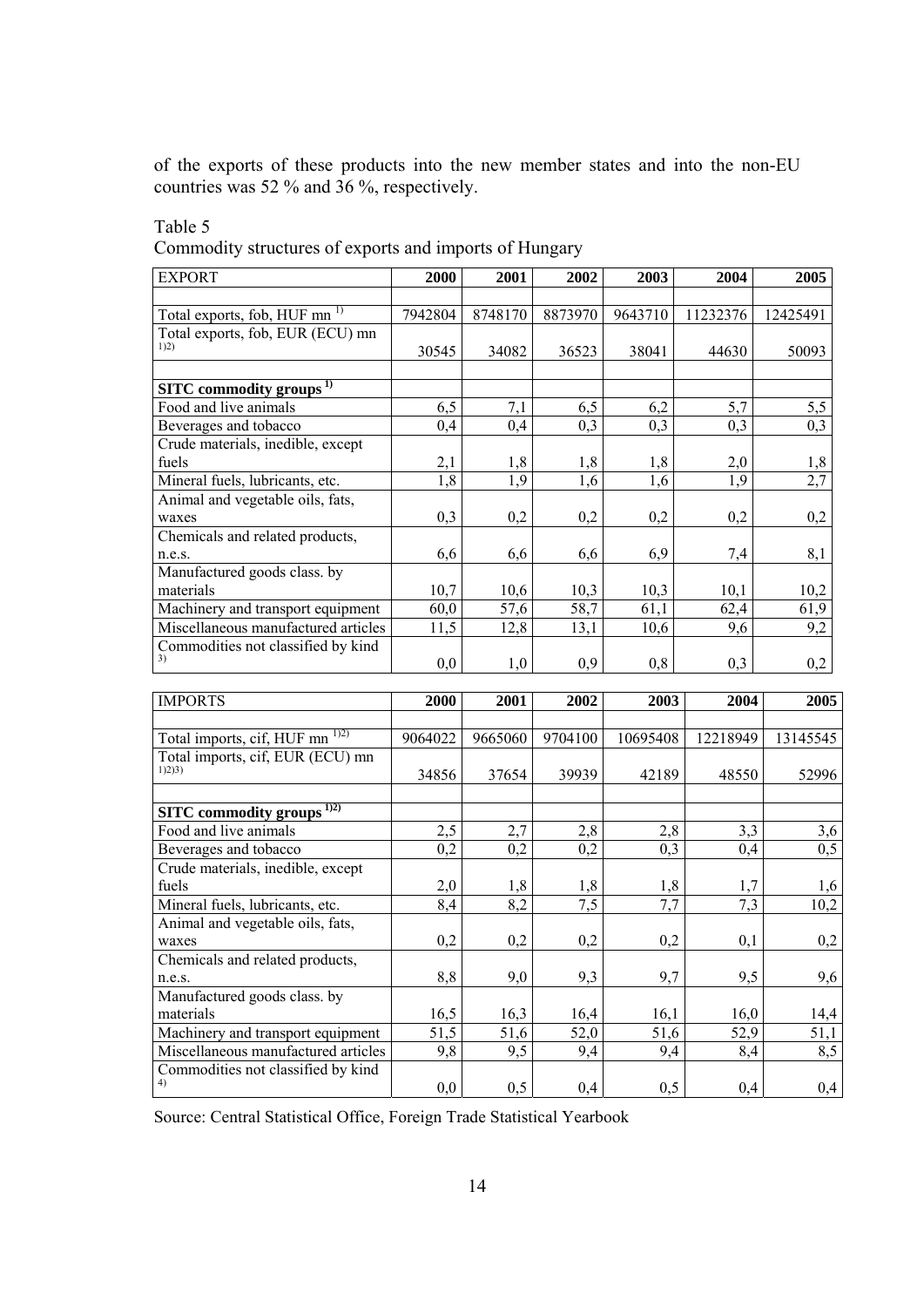of the exports of these products into the new member states and into the non-EU countries was 52 % and 36 %, respectively.

Table 5
Commodity structures of exports and imports of Hungary

| EXPORT | 2000 | 2001 | 2002 | 2003 | 2004 | 2005 |
|---|---|---|---|---|---|---|
| | | | | | | |
| Total exports, fob, HUF mn [1)] | 7942804 | 8748170 | 8873970 | 9643710 | 11232376 | 12425491 |
| Total exports, fob, EUR (ECU) mn [1)2)] | 30545 | 34082 | 36523 | 38041 | 44630 | 50093 |
| | | | | | | |
| **SITC commodity groups [1)]** | | | | | | |
| Food and live animals | 6,5 | 7,1 | 6,5 | 6,2 | 5,7 | 5,5 |
| Beverages and tobacco | 0,4 | 0,4 | 0,3 | 0,3 | 0,3 | 0,3 |
| Crude materials, inedible, except fuels | 2,1 | 1,8 | 1,8 | 1,8 | 2,0 | 1,8 |
| Mineral fuels, lubricants, etc. | 1,8 | 1,9 | 1,6 | 1,6 | 1,9 | 2,7 |
| Animal and vegetable oils, fats, waxes | 0,3 | 0,2 | 0,2 | 0,2 | 0,2 | 0,2 |
| Chemicals and related products, n.e.s. | 6,6 | 6,6 | 6,6 | 6,9 | 7,4 | 8,1 |
| Manufactured goods class. by materials | 10,7 | 10,6 | 10,3 | 10,3 | 10,1 | 10,2 |
| Machinery and transport equipment | 60,0 | 57,6 | 58,7 | 61,1 | 62,4 | 61,9 |
| Miscellaneous manufactured articles | 11,5 | 12,8 | 13,1 | 10,6 | 9,6 | 9,2 |
| Commodities not classified by kind [3)] | 0,0 | 1,0 | 0,9 | 0,8 | 0,3 | 0,2 |

| IMPORTS | 2000 | 2001 | 2002 | 2003 | 2004 | 2005 |
|---|---|---|---|---|---|---|
| | | | | | | |
| Total imports, cif, HUF mn [1)2)] | 9064022 | 9665060 | 9704100 | 10695408 | 12218949 | 13145545 |
| Total imports, cif, EUR (ECU) mn [1)2)3)] | 34856 | 37654 | 39939 | 42189 | 48550 | 52996 |
| | | | | | | |
| **SITC commodity groups [1)2)]** | | | | | | |
| Food and live animals | 2,5 | 2,7 | 2,8 | 2,8 | 3,3 | 3,6 |
| Beverages and tobacco | 0,2 | 0,2 | 0,2 | 0,3 | 0,4 | 0,5 |
| Crude materials, inedible, except fuels | 2,0 | 1,8 | 1,8 | 1,8 | 1,7 | 1,6 |
| Mineral fuels, lubricants, etc. | 8,4 | 8,2 | 7,5 | 7,7 | 7,3 | 10,2 |
| Animal and vegetable oils, fats, waxes | 0,2 | 0,2 | 0,2 | 0,2 | 0,1 | 0,2 |
| Chemicals and related products, n.e.s. | 8,8 | 9,0 | 9,3 | 9,7 | 9,5 | 9,6 |
| Manufactured goods class. by materials | 16,5 | 16,3 | 16,4 | 16,1 | 16,0 | 14,4 |
| Machinery and transport equipment | 51,5 | 51,6 | 52,0 | 51,6 | 52,9 | 51,1 |
| Miscellaneous manufactured articles | 9,8 | 9,5 | 9,4 | 9,4 | 8,4 | 8,5 |
| Commodities not classified by kind [4)] | 0,0 | 0,5 | 0,4 | 0,5 | 0,4 | 0,4 |

Source: Central Statistical Office, Foreign Trade Statistical Yearbook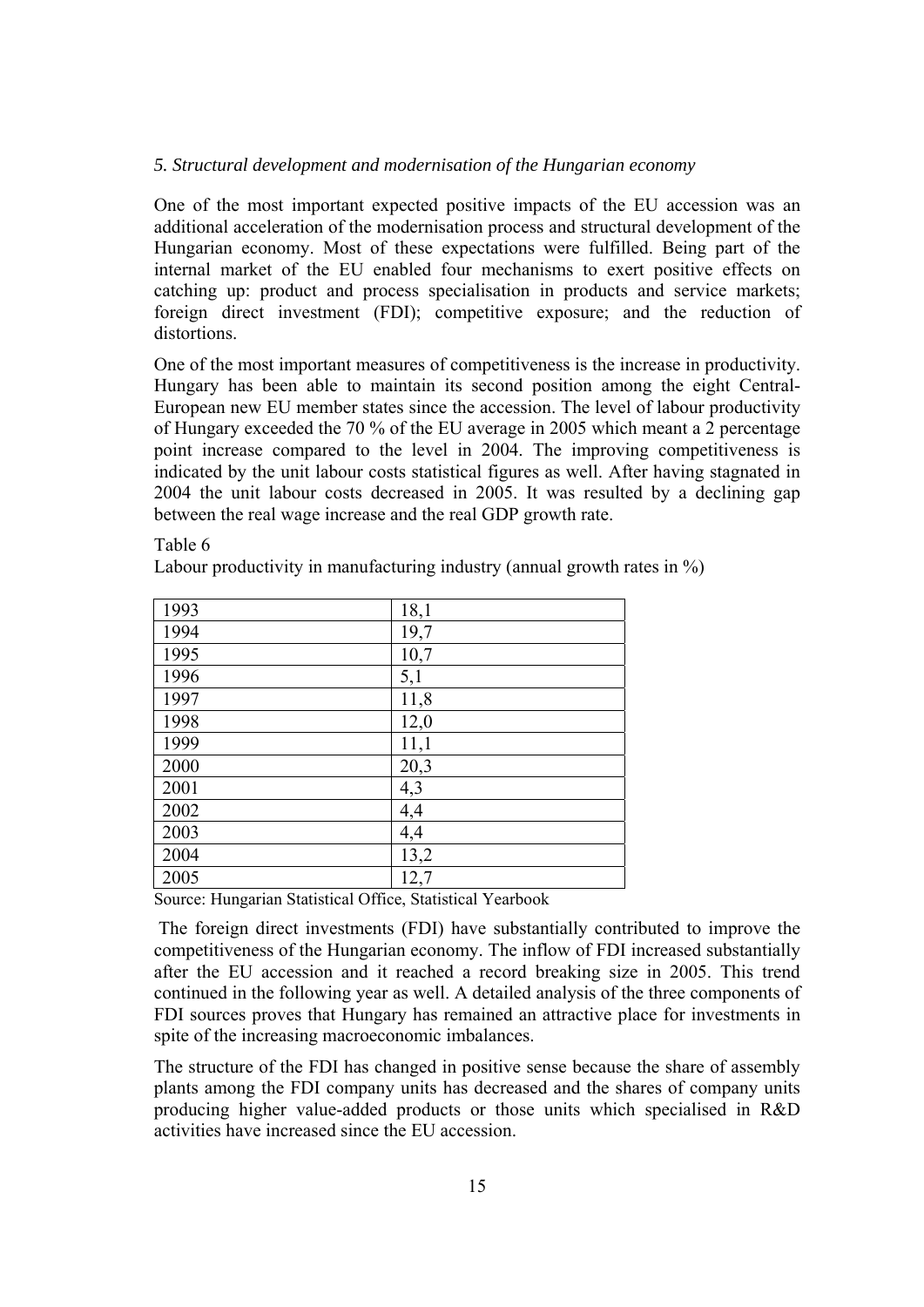*5. Structural development and modernisation of the Hungarian economy*

One of the most important expected positive impacts of the EU accession was an additional acceleration of the modernisation process and structural development of the Hungarian economy. Most of these expectations were fulfilled. Being part of the internal market of the EU enabled four mechanisms to exert positive effects on catching up: product and process specialisation in products and service markets; foreign direct investment (FDI); competitive exposure; and the reduction of distortions.

One of the most important measures of competitiveness is the increase in productivity. Hungary has been able to maintain its second position among the eight Central-European new EU member states since the accession. The level of labour productivity of Hungary exceeded the 70 % of the EU average in 2005 which meant a 2 percentage point increase compared to the level in 2004. The improving competitiveness is indicated by the unit labour costs statistical figures as well. After having stagnated in 2004 the unit labour costs decreased in 2005. It was resulted by a declining gap between the real wage increase and the real GDP growth rate.

Table 6

Labour productivity in manufacturing industry (annual growth rates in %)

| | |
|---|---|
| 1993 | 18,1 |
| 1994 | 19,7 |
| 1995 | 10,7 |
| 1996 | 5,1 |
| 1997 | 11,8 |
| 1998 | 12,0 |
| 1999 | 11,1 |
| 2000 | 20,3 |
| 2001 | 4,3 |
| 2002 | 4,4 |
| 2003 | 4,4 |
| 2004 | 13,2 |
| 2005 | 12,7 |

Source: Hungarian Statistical Office, Statistical Yearbook

The foreign direct investments (FDI) have substantially contributed to improve the competitiveness of the Hungarian economy. The inflow of FDI increased substantially after the EU accession and it reached a record breaking size in 2005. This trend continued in the following year as well. A detailed analysis of the three components of FDI sources proves that Hungary has remained an attractive place for investments in spite of the increasing macroeconomic imbalances.

The structure of the FDI has changed in positive sense because the share of assembly plants among the FDI company units has decreased and the shares of company units producing higher value-added products or those units which specialised in R&D activities have increased since the EU accession.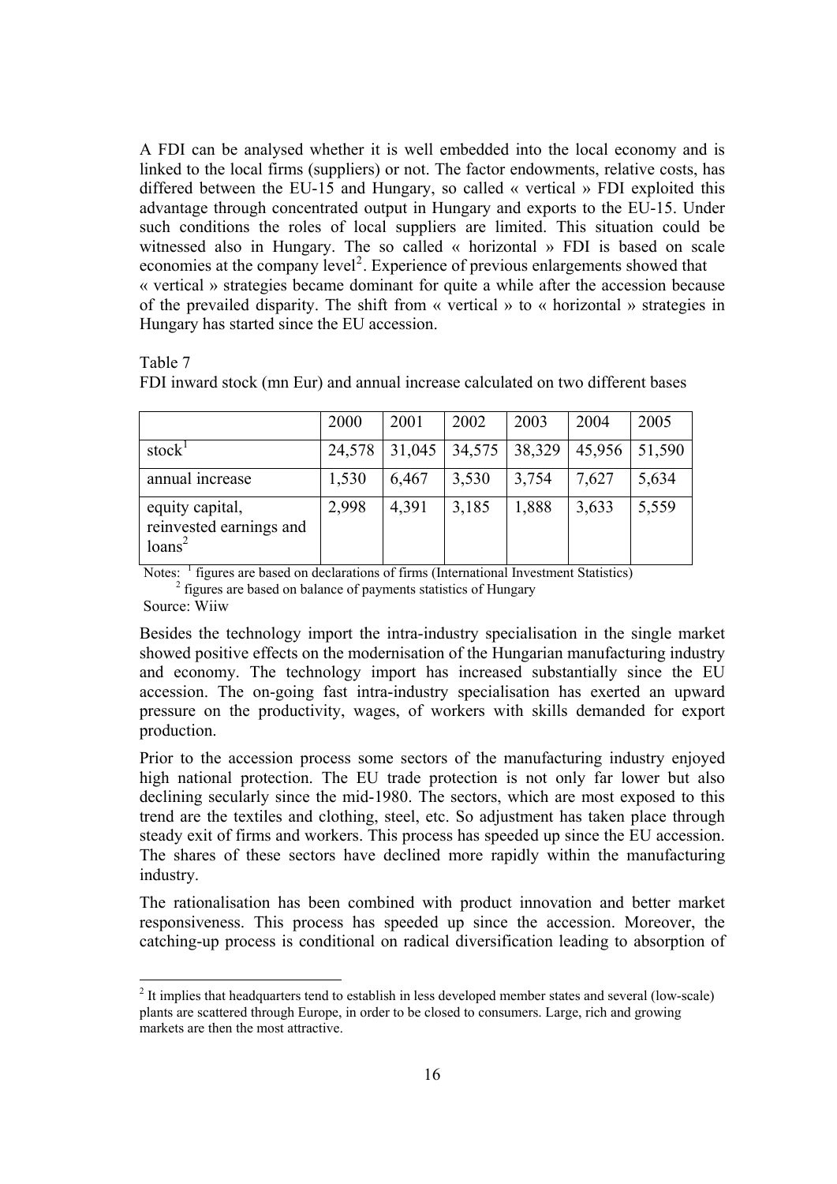A FDI can be analysed whether it is well embedded into the local economy and is linked to the local firms (suppliers) or not. The factor endowments, relative costs, has differed between the EU-15 and Hungary, so called « vertical » FDI exploited this advantage through concentrated output in Hungary and exports to the EU-15. Under such conditions the roles of local suppliers are limited. This situation could be witnessed also in Hungary. The so called « horizontal » FDI is based on scale economies at the company level[2]. Experience of previous enlargements showed that « vertical » strategies became dominant for quite a while after the accession because of the prevailed disparity. The shift from « vertical » to « horizontal » strategies in Hungary has started since the EU accession.

Table 7

FDI inward stock (mn Eur) and annual increase calculated on two different bases

| | 2000 | 2001 | 2002 | 2003 | 2004 | 2005 |
|---|---|---|---|---|---|---|
| stock[1] | 24,578 | 31,045 | 34,575 | 38,329 | 45,956 | 51,590 |
| annual increase | 1,530 | 6,467 | 3,530 | 3,754 | 7,627 | 5,634 |
| equity capital, reinvested earnings and loans[2] | 2,998 | 4,391 | 3,185 | 1,888 | 3,633 | 5,559 |

Notes: [1] figures are based on declarations of firms (International Investment Statistics)
[2] figures are based on balance of payments statistics of Hungary

Source: Wiiw

Besides the technology import the intra-industry specialisation in the single market showed positive effects on the modernisation of the Hungarian manufacturing industry and economy. The technology import has increased substantially since the EU accession. The on-going fast intra-industry specialisation has exerted an upward pressure on the productivity, wages, of workers with skills demanded for export production.

Prior to the accession process some sectors of the manufacturing industry enjoyed high national protection. The EU trade protection is not only far lower but also declining secularly since the mid-1980. The sectors, which are most exposed to this trend are the textiles and clothing, steel, etc. So adjustment has taken place through steady exit of firms and workers. This process has speeded up since the EU accession. The shares of these sectors have declined more rapidly within the manufacturing industry.

The rationalisation has been combined with product innovation and better market responsiveness. This process has speeded up since the accession. Moreover, the catching-up process is conditional on radical diversification leading to absorption of

[2] It implies that headquarters tend to establish in less developed member states and several (low-scale) plants are scattered through Europe, in order to be closed to consumers. Large, rich and growing markets are then the most attractive.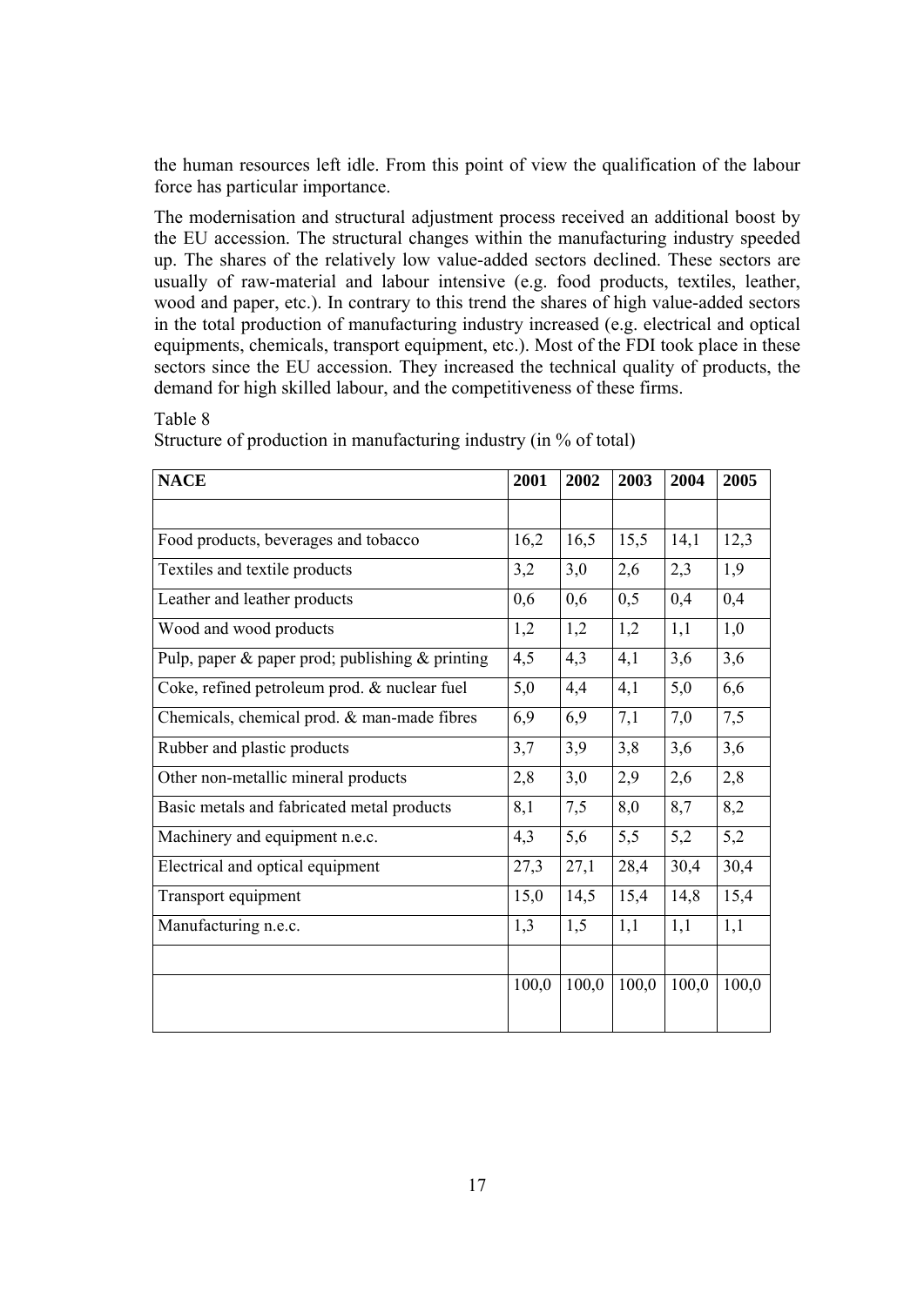the human resources left idle. From this point of view the qualification of the labour force has particular importance.

The modernisation and structural adjustment process received an additional boost by the EU accession. The structural changes within the manufacturing industry speeded up. The shares of the relatively low value-added sectors declined. These sectors are usually of raw-material and labour intensive (e.g. food products, textiles, leather, wood and paper, etc.). In contrary to this trend the shares of high value-added sectors in the total production of manufacturing industry increased (e.g. electrical and optical equipments, chemicals, transport equipment, etc.). Most of the FDI took place in these sectors since the EU accession. They increased the technical quality of products, the demand for high skilled labour, and the competitiveness of these firms.

Table 8

Structure of production in manufacturing industry (in % of total)

| **NACE** | **2001** | **2002** | **2003** | **2004** | **2005** |
|---|---|---|---|---|---|
| | | | | | |
| Food products, beverages and tobacco | 16,2 | 16,5 | 15,5 | 14,1 | 12,3 |
| Textiles and textile products | 3,2 | 3,0 | 2,6 | 2,3 | 1,9 |
| Leather and leather products | 0,6 | 0,6 | 0,5 | 0,4 | 0,4 |
| Wood and wood products | 1,2 | 1,2 | 1,2 | 1,1 | 1,0 |
| Pulp, paper & paper prod; publishing & printing | 4,5 | 4,3 | 4,1 | 3,6 | 3,6 |
| Coke, refined petroleum prod. & nuclear fuel | 5,0 | 4,4 | 4,1 | 5,0 | 6,6 |
| Chemicals, chemical prod. & man-made fibres | 6,9 | 6,9 | 7,1 | 7,0 | 7,5 |
| Rubber and plastic products | 3,7 | 3,9 | 3,8 | 3,6 | 3,6 |
| Other non-metallic mineral products | 2,8 | 3,0 | 2,9 | 2,6 | 2,8 |
| Basic metals and fabricated metal products | 8,1 | 7,5 | 8,0 | 8,7 | 8,2 |
| Machinery and equipment n.e.c. | 4,3 | 5,6 | 5,5 | 5,2 | 5,2 |
| Electrical and optical equipment | 27,3 | 27,1 | 28,4 | 30,4 | 30,4 |
| Transport equipment | 15,0 | 14,5 | 15,4 | 14,8 | 15,4 |
| Manufacturing n.e.c. | 1,3 | 1,5 | 1,1 | 1,1 | 1,1 |
| | | | | | |
| | 100,0 | 100,0 | 100,0 | 100,0 | 100,0 |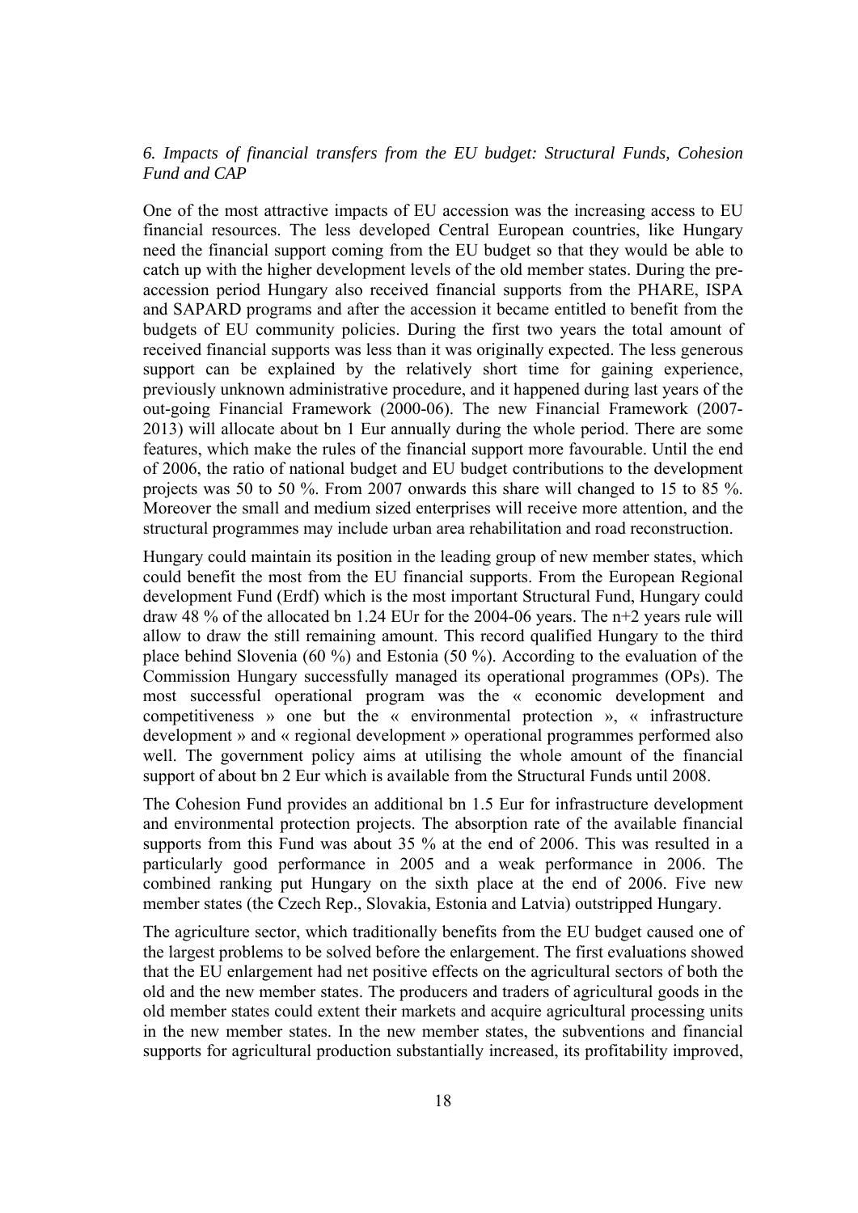### *6. Impacts of financial transfers from the EU budget: Structural Funds, Cohesion Fund and CAP*

One of the most attractive impacts of EU accession was the increasing access to EU financial resources. The less developed Central European countries, like Hungary need the financial support coming from the EU budget so that they would be able to catch up with the higher development levels of the old member states. During the pre-accession period Hungary also received financial supports from the PHARE, ISPA and SAPARD programs and after the accession it became entitled to benefit from the budgets of EU community policies. During the first two years the total amount of received financial supports was less than it was originally expected. The less generous support can be explained by the relatively short time for gaining experience, previously unknown administrative procedure, and it happened during last years of the out-going Financial Framework (2000-06). The new Financial Framework (2007-2013) will allocate about bn 1 Eur annually during the whole period. There are some features, which make the rules of the financial support more favourable. Until the end of 2006, the ratio of national budget and EU budget contributions to the development projects was 50 to 50 %. From 2007 onwards this share will changed to 15 to 85 %. Moreover the small and medium sized enterprises will receive more attention, and the structural programmes may include urban area rehabilitation and road reconstruction.

Hungary could maintain its position in the leading group of new member states, which could benefit the most from the EU financial supports. From the European Regional development Fund (Erdf) which is the most important Structural Fund, Hungary could draw 48 % of the allocated bn 1.24 EUr for the 2004-06 years. The n+2 years rule will allow to draw the still remaining amount. This record qualified Hungary to the third place behind Slovenia (60 %) and Estonia (50 %). According to the evaluation of the Commission Hungary successfully managed its operational programmes (OPs). The most successful operational program was the « economic development and competitiveness » one but the « environmental protection », « infrastructure development » and « regional development » operational programmes performed also well. The government policy aims at utilising the whole amount of the financial support of about bn 2 Eur which is available from the Structural Funds until 2008.

The Cohesion Fund provides an additional bn 1.5 Eur for infrastructure development and environmental protection projects. The absorption rate of the available financial supports from this Fund was about 35 % at the end of 2006. This was resulted in a particularly good performance in 2005 and a weak performance in 2006. The combined ranking put Hungary on the sixth place at the end of 2006. Five new member states (the Czech Rep., Slovakia, Estonia and Latvia) outstripped Hungary.

The agriculture sector, which traditionally benefits from the EU budget caused one of the largest problems to be solved before the enlargement. The first evaluations showed that the EU enlargement had net positive effects on the agricultural sectors of both the old and the new member states. The producers and traders of agricultural goods in the old member states could extent their markets and acquire agricultural processing units in the new member states. In the new member states, the subventions and financial supports for agricultural production substantially increased, its profitability improved,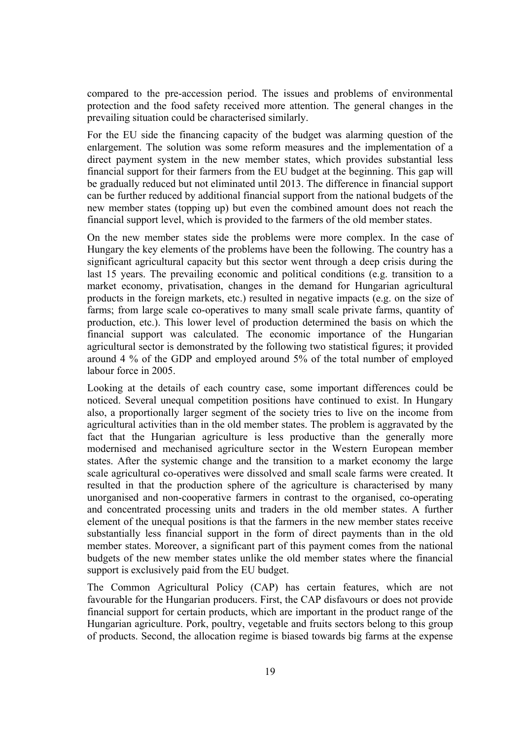compared to the pre-accession period. The issues and problems of environmental protection and the food safety received more attention. The general changes in the prevailing situation could be characterised similarly.

For the EU side the financing capacity of the budget was alarming question of the enlargement. The solution was some reform measures and the implementation of a direct payment system in the new member states, which provides substantial less financial support for their farmers from the EU budget at the beginning. This gap will be gradually reduced but not eliminated until 2013. The difference in financial support can be further reduced by additional financial support from the national budgets of the new member states (topping up) but even the combined amount does not reach the financial support level, which is provided to the farmers of the old member states.

On the new member states side the problems were more complex. In the case of Hungary the key elements of the problems have been the following. The country has a significant agricultural capacity but this sector went through a deep crisis during the last 15 years. The prevailing economic and political conditions (e.g. transition to a market economy, privatisation, changes in the demand for Hungarian agricultural products in the foreign markets, etc.) resulted in negative impacts (e.g. on the size of farms; from large scale co-operatives to many small scale private farms, quantity of production, etc.). This lower level of production determined the basis on which the financial support was calculated. The economic importance of the Hungarian agricultural sector is demonstrated by the following two statistical figures; it provided around 4 % of the GDP and employed around 5% of the total number of employed labour force in 2005.

Looking at the details of each country case, some important differences could be noticed. Several unequal competition positions have continued to exist. In Hungary also, a proportionally larger segment of the society tries to live on the income from agricultural activities than in the old member states. The problem is aggravated by the fact that the Hungarian agriculture is less productive than the generally more modernised and mechanised agriculture sector in the Western European member states. After the systemic change and the transition to a market economy the large scale agricultural co-operatives were dissolved and small scale farms were created. It resulted in that the production sphere of the agriculture is characterised by many unorganised and non-cooperative farmers in contrast to the organised, co-operating and concentrated processing units and traders in the old member states. A further element of the unequal positions is that the farmers in the new member states receive substantially less financial support in the form of direct payments than in the old member states. Moreover, a significant part of this payment comes from the national budgets of the new member states unlike the old member states where the financial support is exclusively paid from the EU budget.

The Common Agricultural Policy (CAP) has certain features, which are not favourable for the Hungarian producers. First, the CAP disfavours or does not provide financial support for certain products, which are important in the product range of the Hungarian agriculture. Pork, poultry, vegetable and fruits sectors belong to this group of products. Second, the allocation regime is biased towards big farms at the expense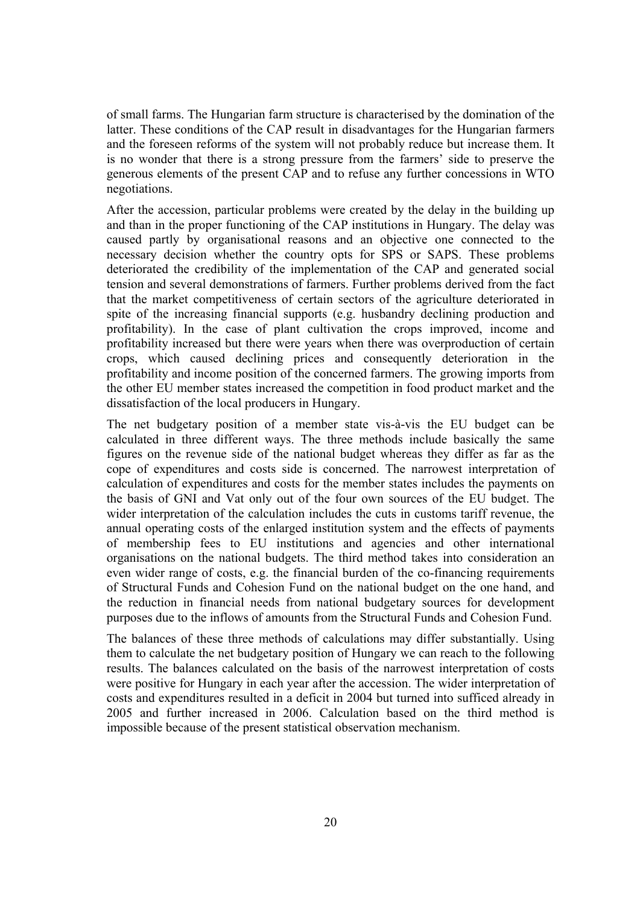of small farms. The Hungarian farm structure is characterised by the domination of the latter. These conditions of the CAP result in disadvantages for the Hungarian farmers and the foreseen reforms of the system will not probably reduce but increase them. It is no wonder that there is a strong pressure from the farmers' side to preserve the generous elements of the present CAP and to refuse any further concessions in WTO negotiations.

After the accession, particular problems were created by the delay in the building up and than in the proper functioning of the CAP institutions in Hungary. The delay was caused partly by organisational reasons and an objective one connected to the necessary decision whether the country opts for SPS or SAPS. These problems deteriorated the credibility of the implementation of the CAP and generated social tension and several demonstrations of farmers. Further problems derived from the fact that the market competitiveness of certain sectors of the agriculture deteriorated in spite of the increasing financial supports (e.g. husbandry declining production and profitability). In the case of plant cultivation the crops improved, income and profitability increased but there were years when there was overproduction of certain crops, which caused declining prices and consequently deterioration in the profitability and income position of the concerned farmers. The growing imports from the other EU member states increased the competition in food product market and the dissatisfaction of the local producers in Hungary.

The net budgetary position of a member state vis-à-vis the EU budget can be calculated in three different ways. The three methods include basically the same figures on the revenue side of the national budget whereas they differ as far as the cope of expenditures and costs side is concerned. The narrowest interpretation of calculation of expenditures and costs for the member states includes the payments on the basis of GNI and Vat only out of the four own sources of the EU budget. The wider interpretation of the calculation includes the cuts in customs tariff revenue, the annual operating costs of the enlarged institution system and the effects of payments of membership fees to EU institutions and agencies and other international organisations on the national budgets. The third method takes into consideration an even wider range of costs, e.g. the financial burden of the co-financing requirements of Structural Funds and Cohesion Fund on the national budget on the one hand, and the reduction in financial needs from national budgetary sources for development purposes due to the inflows of amounts from the Structural Funds and Cohesion Fund.

The balances of these three methods of calculations may differ substantially. Using them to calculate the net budgetary position of Hungary we can reach to the following results. The balances calculated on the basis of the narrowest interpretation of costs were positive for Hungary in each year after the accession. The wider interpretation of costs and expenditures resulted in a deficit in 2004 but turned into sufficed already in 2005 and further increased in 2006. Calculation based on the third method is impossible because of the present statistical observation mechanism.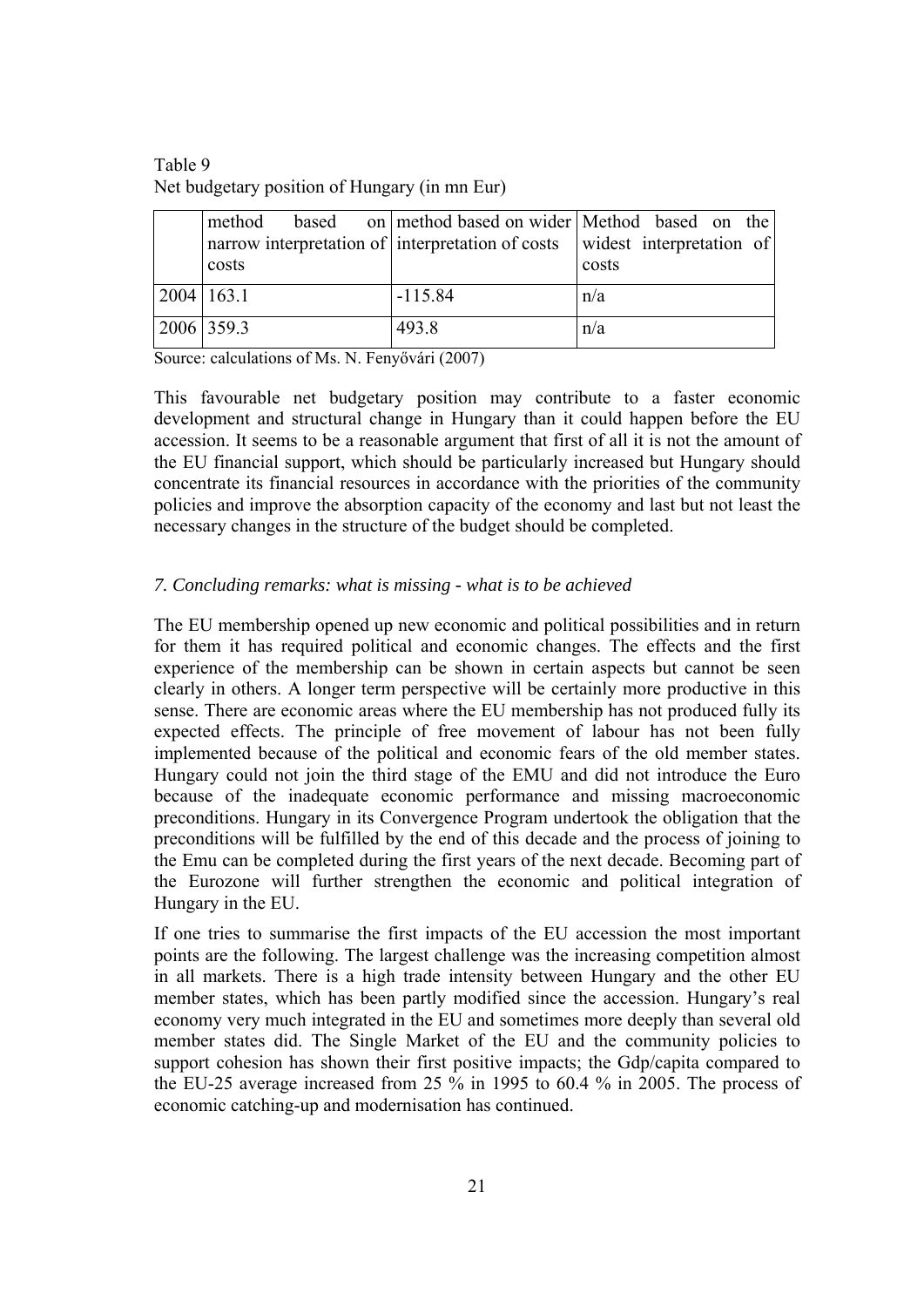Table 9
Net budgetary position of Hungary (in mn Eur)

| | method based on narrow interpretation of costs | method based on wider interpretation of costs | Method based on the widest interpretation of costs |
|---|---|---|---|
| 2004 | 163.1 | -115.84 | n/a |
| 2006 | 359.3 | 493.8 | n/a |

Source: calculations of Ms. N. Fenyővári (2007)

This favourable net budgetary position may contribute to a faster economic development and structural change in Hungary than it could happen before the EU accession. It seems to be a reasonable argument that first of all it is not the amount of the EU financial support, which should be particularly increased but Hungary should concentrate its financial resources in accordance with the priorities of the community policies and improve the absorption capacity of the economy and last but not least the necessary changes in the structure of the budget should be completed.

## *7. Concluding remarks: what is missing - what is to be achieved*

The EU membership opened up new economic and political possibilities and in return for them it has required political and economic changes. The effects and the first experience of the membership can be shown in certain aspects but cannot be seen clearly in others. A longer term perspective will be certainly more productive in this sense. There are economic areas where the EU membership has not produced fully its expected effects. The principle of free movement of labour has not been fully implemented because of the political and economic fears of the old member states. Hungary could not join the third stage of the EMU and did not introduce the Euro because of the inadequate economic performance and missing macroeconomic preconditions. Hungary in its Convergence Program undertook the obligation that the preconditions will be fulfilled by the end of this decade and the process of joining to the Emu can be completed during the first years of the next decade. Becoming part of the Eurozone will further strengthen the economic and political integration of Hungary in the EU.

If one tries to summarise the first impacts of the EU accession the most important points are the following. The largest challenge was the increasing competition almost in all markets. There is a high trade intensity between Hungary and the other EU member states, which has been partly modified since the accession. Hungary's real economy very much integrated in the EU and sometimes more deeply than several old member states did. The Single Market of the EU and the community policies to support cohesion has shown their first positive impacts; the Gdp/capita compared to the EU-25 average increased from 25 % in 1995 to 60.4 % in 2005. The process of economic catching-up and modernisation has continued.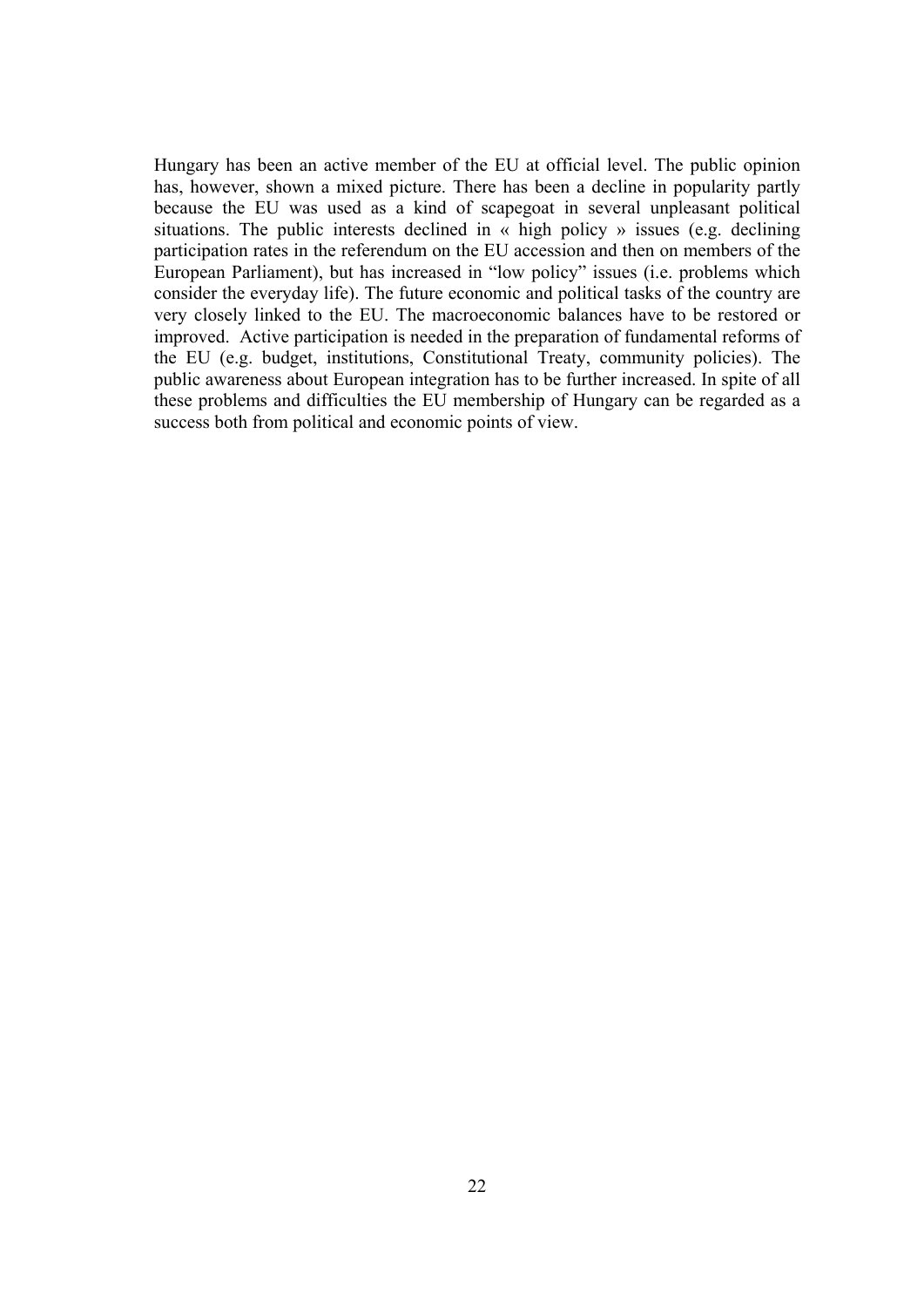Hungary has been an active member of the EU at official level. The public opinion has, however, shown a mixed picture. There has been a decline in popularity partly because the EU was used as a kind of scapegoat in several unpleasant political situations. The public interests declined in « high policy » issues (e.g. declining participation rates in the referendum on the EU accession and then on members of the European Parliament), but has increased in "low policy" issues (i.e. problems which consider the everyday life). The future economic and political tasks of the country are very closely linked to the EU. The macroeconomic balances have to be restored or improved. Active participation is needed in the preparation of fundamental reforms of the EU (e.g. budget, institutions, Constitutional Treaty, community policies). The public awareness about European integration has to be further increased. In spite of all these problems and difficulties the EU membership of Hungary can be regarded as a success both from political and economic points of view.